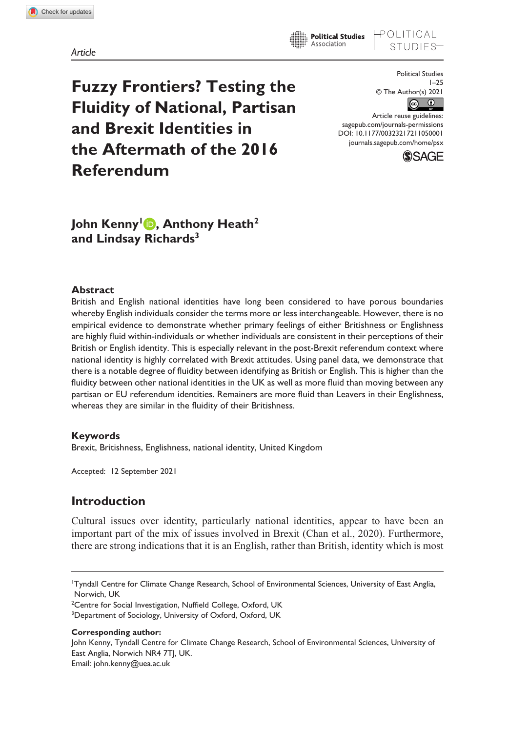*Article*

# Fuzzy Frontiers? Testing the Fluidity of National, Partisan and Brexit Identities in the Aftermath of the 2016 Referendum

Political Studies
1–25
© The Author(s) 2021
Article reuse guidelines:
sagepub.com/journals-permissions
DOI: 10.1177/00323217211050001
journals.sagepub.com/home/psx

**John Kenny[1], Anthony Heath[2] and Lindsay Richards[3]**

## Abstract

British and English national identities have long been considered to have porous boundaries whereby English individuals consider the terms more or less interchangeable. However, there is no empirical evidence to demonstrate whether primary feelings of either Britishness or Englishness are highly fluid within-individuals or whether individuals are consistent in their perceptions of their British or English identity. This is especially relevant in the post-Brexit referendum context where national identity is highly correlated with Brexit attitudes. Using panel data, we demonstrate that there is a notable degree of fluidity between identifying as British or English. This is higher than the fluidity between other national identities in the UK as well as more fluid than moving between any partisan or EU referendum identities. Remainers are more fluid than Leavers in their Englishness, whereas they are similar in the fluidity of their Britishness.

## Keywords

Brexit, Britishness, Englishness, national identity, United Kingdom

Accepted: 12 September 2021

## Introduction

Cultural issues over identity, particularly national identities, appear to have been an important part of the mix of issues involved in Brexit (Chan et al., 2020). Furthermore, there are strong indications that it is an English, rather than British, identity which is most

---

[1]Tyndall Centre for Climate Change Research, School of Environmental Sciences, University of East Anglia, Norwich, UK

[2]Centre for Social Investigation, Nuffield College, Oxford, UK

[3]Department of Sociology, University of Oxford, Oxford, UK

**Corresponding author:**
John Kenny, Tyndall Centre for Climate Change Research, School of Environmental Sciences, University of East Anglia, Norwich NR4 7TJ, UK.
Email: john.kenny@uea.ac.uk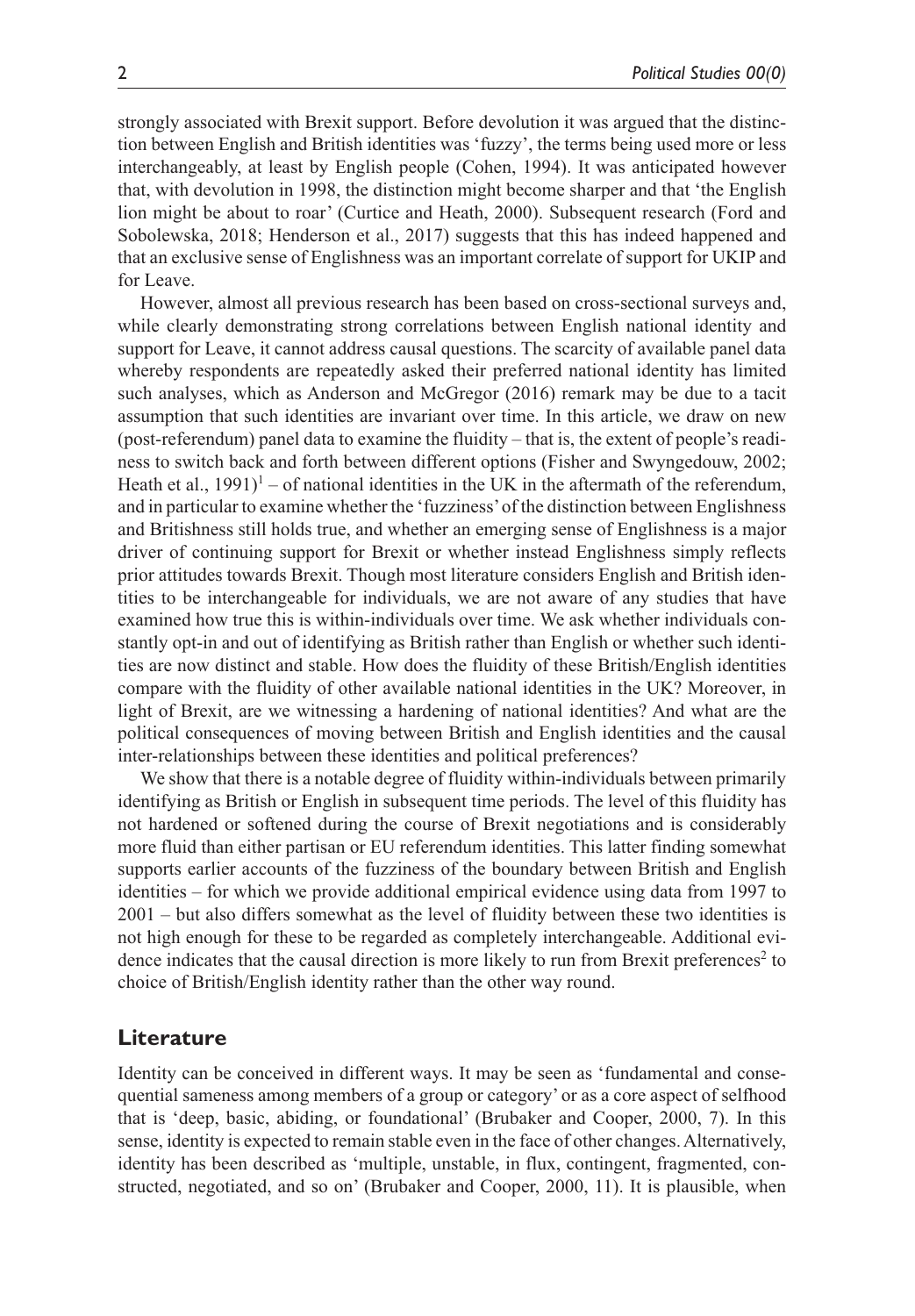strongly associated with Brexit support. Before devolution it was argued that the distinction between English and British identities was 'fuzzy', the terms being used more or less interchangeably, at least by English people (Cohen, 1994). It was anticipated however that, with devolution in 1998, the distinction might become sharper and that 'the English lion might be about to roar' (Curtice and Heath, 2000). Subsequent research (Ford and Sobolewska, 2018; Henderson et al., 2017) suggests that this has indeed happened and that an exclusive sense of Englishness was an important correlate of support for UKIP and for Leave.

However, almost all previous research has been based on cross-sectional surveys and, while clearly demonstrating strong correlations between English national identity and support for Leave, it cannot address causal questions. The scarcity of available panel data whereby respondents are repeatedly asked their preferred national identity has limited such analyses, which as Anderson and McGregor (2016) remark may be due to a tacit assumption that such identities are invariant over time. In this article, we draw on new (post-referendum) panel data to examine the fluidity – that is, the extent of people's readiness to switch back and forth between different options (Fisher and Swyngedouw, 2002; Heath et al., 1991)[1] – of national identities in the UK in the aftermath of the referendum, and in particular to examine whether the 'fuzziness' of the distinction between Englishness and Britishness still holds true, and whether an emerging sense of Englishness is a major driver of continuing support for Brexit or whether instead Englishness simply reflects prior attitudes towards Brexit. Though most literature considers English and British identities to be interchangeable for individuals, we are not aware of any studies that have examined how true this is within-individuals over time. We ask whether individuals constantly opt-in and out of identifying as British rather than English or whether such identities are now distinct and stable. How does the fluidity of these British/English identities compare with the fluidity of other available national identities in the UK? Moreover, in light of Brexit, are we witnessing a hardening of national identities? And what are the political consequences of moving between British and English identities and the causal inter-relationships between these identities and political preferences?

We show that there is a notable degree of fluidity within-individuals between primarily identifying as British or English in subsequent time periods. The level of this fluidity has not hardened or softened during the course of Brexit negotiations and is considerably more fluid than either partisan or EU referendum identities. This latter finding somewhat supports earlier accounts of the fuzziness of the boundary between British and English identities – for which we provide additional empirical evidence using data from 1997 to 2001 – but also differs somewhat as the level of fluidity between these two identities is not high enough for these to be regarded as completely interchangeable. Additional evidence indicates that the causal direction is more likely to run from Brexit preferences[2] to choice of British/English identity rather than the other way round.

## Literature

Identity can be conceived in different ways. It may be seen as 'fundamental and consequential sameness among members of a group or category' or as a core aspect of selfhood that is 'deep, basic, abiding, or foundational' (Brubaker and Cooper, 2000, 7). In this sense, identity is expected to remain stable even in the face of other changes. Alternatively, identity has been described as 'multiple, unstable, in flux, contingent, fragmented, constructed, negotiated, and so on' (Brubaker and Cooper, 2000, 11). It is plausible, when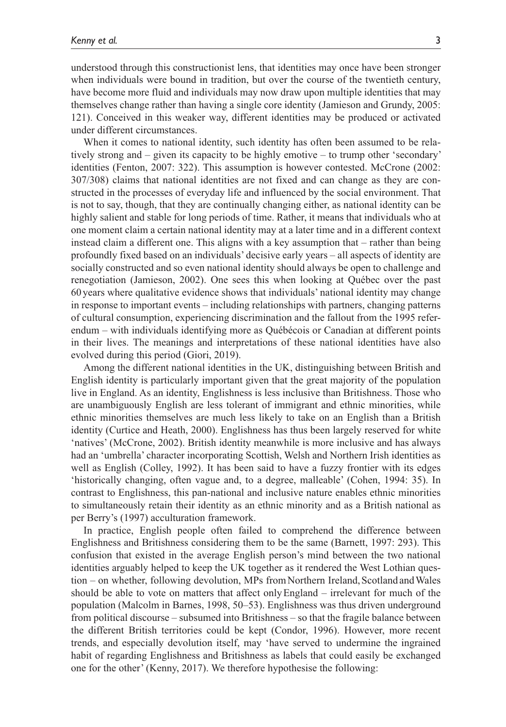understood through this constructionist lens, that identities may once have been stronger when individuals were bound in tradition, but over the course of the twentieth century, have become more fluid and individuals may now draw upon multiple identities that may themselves change rather than having a single core identity (Jamieson and Grundy, 2005: 121). Conceived in this weaker way, different identities may be produced or activated under different circumstances.

When it comes to national identity, such identity has often been assumed to be relatively strong and – given its capacity to be highly emotive – to trump other 'secondary' identities (Fenton, 2007: 322). This assumption is however contested. McCrone (2002: 307/308) claims that national identities are not fixed and can change as they are constructed in the processes of everyday life and influenced by the social environment. That is not to say, though, that they are continually changing either, as national identity can be highly salient and stable for long periods of time. Rather, it means that individuals who at one moment claim a certain national identity may at a later time and in a different context instead claim a different one. This aligns with a key assumption that – rather than being profoundly fixed based on an individuals' decisive early years – all aspects of identity are socially constructed and so even national identity should always be open to challenge and renegotiation (Jamieson, 2002). One sees this when looking at Québec over the past 60 years where qualitative evidence shows that individuals' national identity may change in response to important events – including relationships with partners, changing patterns of cultural consumption, experiencing discrimination and the fallout from the 1995 referendum – with individuals identifying more as Québécois or Canadian at different points in their lives. The meanings and interpretations of these national identities have also evolved during this period (Giori, 2019).

Among the different national identities in the UK, distinguishing between British and English identity is particularly important given that the great majority of the population live in England. As an identity, Englishness is less inclusive than Britishness. Those who are unambiguously English are less tolerant of immigrant and ethnic minorities, while ethnic minorities themselves are much less likely to take on an English than a British identity (Curtice and Heath, 2000). Englishness has thus been largely reserved for white 'natives' (McCrone, 2002). British identity meanwhile is more inclusive and has always had an 'umbrella' character incorporating Scottish, Welsh and Northern Irish identities as well as English (Colley, 1992). It has been said to have a fuzzy frontier with its edges 'historically changing, often vague and, to a degree, malleable' (Cohen, 1994: 35). In contrast to Englishness, this pan-national and inclusive nature enables ethnic minorities to simultaneously retain their identity as an ethnic minority and as a British national as per Berry's (1997) acculturation framework.

In practice, English people often failed to comprehend the difference between Englishness and Britishness considering them to be the same (Barnett, 1997: 293). This confusion that existed in the average English person's mind between the two national identities arguably helped to keep the UK together as it rendered the West Lothian question – on whether, following devolution, MPs from Northern Ireland, Scotland and Wales should be able to vote on matters that affect only England – irrelevant for much of the population (Malcolm in Barnes, 1998, 50–53). Englishness was thus driven underground from political discourse – subsumed into Britishness – so that the fragile balance between the different British territories could be kept (Condor, 1996). However, more recent trends, and especially devolution itself, may 'have served to undermine the ingrained habit of regarding Englishness and Britishness as labels that could easily be exchanged one for the other' (Kenny, 2017). We therefore hypothesise the following: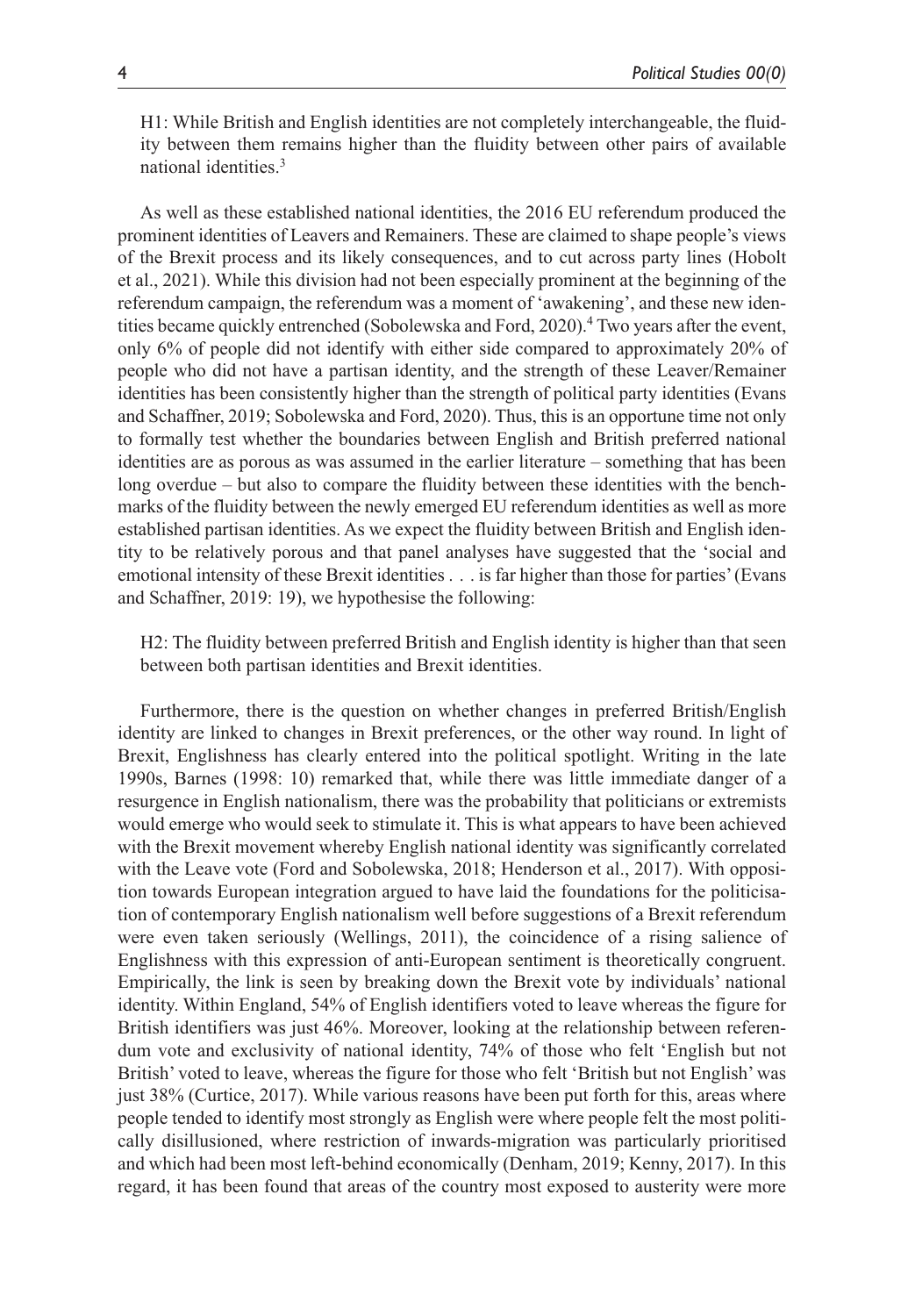H1: While British and English identities are not completely interchangeable, the fluidity between them remains higher than the fluidity between other pairs of available national identities.[3]

As well as these established national identities, the 2016 EU referendum produced the prominent identities of Leavers and Remainers. These are claimed to shape people's views of the Brexit process and its likely consequences, and to cut across party lines (Hobolt et al., 2021). While this division had not been especially prominent at the beginning of the referendum campaign, the referendum was a moment of 'awakening', and these new identities became quickly entrenched (Sobolewska and Ford, 2020).[4] Two years after the event, only 6% of people did not identify with either side compared to approximately 20% of people who did not have a partisan identity, and the strength of these Leaver/Remainer identities has been consistently higher than the strength of political party identities (Evans and Schaffner, 2019; Sobolewska and Ford, 2020). Thus, this is an opportune time not only to formally test whether the boundaries between English and British preferred national identities are as porous as was assumed in the earlier literature – something that has been long overdue – but also to compare the fluidity between these identities with the benchmarks of the fluidity between the newly emerged EU referendum identities as well as more established partisan identities. As we expect the fluidity between British and English identity to be relatively porous and that panel analyses have suggested that the 'social and emotional intensity of these Brexit identities . . . is far higher than those for parties' (Evans and Schaffner, 2019: 19), we hypothesise the following:

H2: The fluidity between preferred British and English identity is higher than that seen between both partisan identities and Brexit identities.

Furthermore, there is the question on whether changes in preferred British/English identity are linked to changes in Brexit preferences, or the other way round. In light of Brexit, Englishness has clearly entered into the political spotlight. Writing in the late 1990s, Barnes (1998: 10) remarked that, while there was little immediate danger of a resurgence in English nationalism, there was the probability that politicians or extremists would emerge who would seek to stimulate it. This is what appears to have been achieved with the Brexit movement whereby English national identity was significantly correlated with the Leave vote (Ford and Sobolewska, 2018; Henderson et al., 2017). With opposition towards European integration argued to have laid the foundations for the politicisation of contemporary English nationalism well before suggestions of a Brexit referendum were even taken seriously (Wellings, 2011), the coincidence of a rising salience of Englishness with this expression of anti-European sentiment is theoretically congruent. Empirically, the link is seen by breaking down the Brexit vote by individuals' national identity. Within England, 54% of English identifiers voted to leave whereas the figure for British identifiers was just 46%. Moreover, looking at the relationship between referendum vote and exclusivity of national identity, 74% of those who felt 'English but not British' voted to leave, whereas the figure for those who felt 'British but not English' was just 38% (Curtice, 2017). While various reasons have been put forth for this, areas where people tended to identify most strongly as English were where people felt the most politically disillusioned, where restriction of inwards-migration was particularly prioritised and which had been most left-behind economically (Denham, 2019; Kenny, 2017). In this regard, it has been found that areas of the country most exposed to austerity were more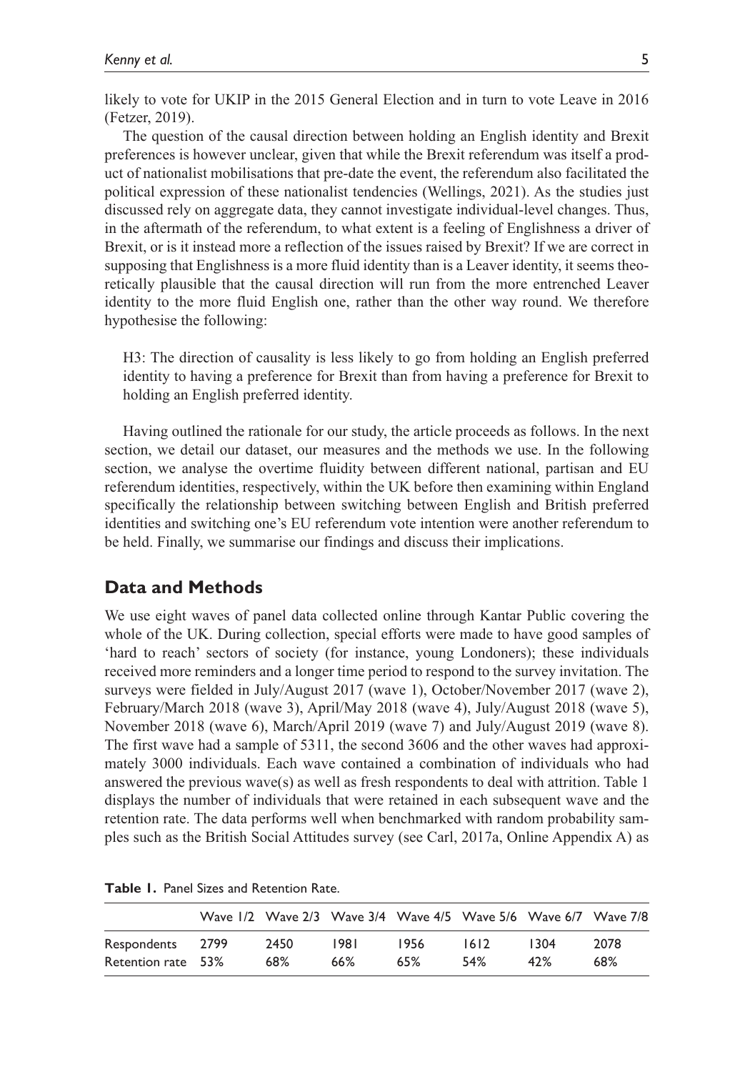likely to vote for UKIP in the 2015 General Election and in turn to vote Leave in 2016 (Fetzer, 2019).

The question of the causal direction between holding an English identity and Brexit preferences is however unclear, given that while the Brexit referendum was itself a product of nationalist mobilisations that pre-date the event, the referendum also facilitated the political expression of these nationalist tendencies (Wellings, 2021). As the studies just discussed rely on aggregate data, they cannot investigate individual-level changes. Thus, in the aftermath of the referendum, to what extent is a feeling of Englishness a driver of Brexit, or is it instead more a reflection of the issues raised by Brexit? If we are correct in supposing that Englishness is a more fluid identity than is a Leaver identity, it seems theoretically plausible that the causal direction will run from the more entrenched Leaver identity to the more fluid English one, rather than the other way round. We therefore hypothesise the following:

> H3: The direction of causality is less likely to go from holding an English preferred identity to having a preference for Brexit than from having a preference for Brexit to holding an English preferred identity.

Having outlined the rationale for our study, the article proceeds as follows. In the next section, we detail our dataset, our measures and the methods we use. In the following section, we analyse the overtime fluidity between different national, partisan and EU referendum identities, respectively, within the UK before then examining within England specifically the relationship between switching between English and British preferred identities and switching one's EU referendum vote intention were another referendum to be held. Finally, we summarise our findings and discuss their implications.

## Data and Methods

We use eight waves of panel data collected online through Kantar Public covering the whole of the UK. During collection, special efforts were made to have good samples of 'hard to reach' sectors of society (for instance, young Londoners); these individuals received more reminders and a longer time period to respond to the survey invitation. The surveys were fielded in July/August 2017 (wave 1), October/November 2017 (wave 2), February/March 2018 (wave 3), April/May 2018 (wave 4), July/August 2018 (wave 5), November 2018 (wave 6), March/April 2019 (wave 7) and July/August 2019 (wave 8). The first wave had a sample of 5311, the second 3606 and the other waves had approximately 3000 individuals. Each wave contained a combination of individuals who had answered the previous wave(s) as well as fresh respondents to deal with attrition. Table 1 displays the number of individuals that were retained in each subsequent wave and the retention rate. The data performs well when benchmarked with random probability samples such as the British Social Attitudes survey (see Carl, 2017a, Online Appendix A) as

**Table 1.** Panel Sizes and Retention Rate.

| | Wave 1/2 | Wave 2/3 | Wave 3/4 | Wave 4/5 | Wave 5/6 | Wave 6/7 | Wave 7/8 |
|---|---|---|---|---|---|---|---|
| Respondents | 2799 | 2450 | 1981 | 1956 | 1612 | 1304 | 2078 |
| Retention rate | 53% | 68% | 66% | 65% | 54% | 42% | 68% |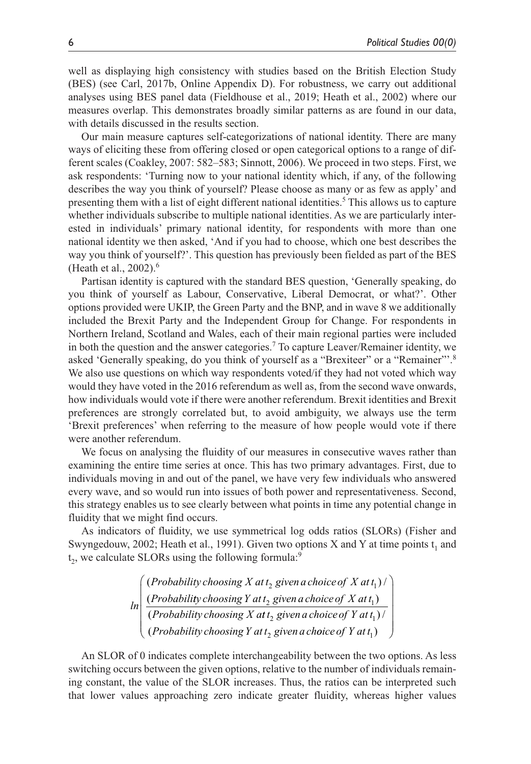well as displaying high consistency with studies based on the British Election Study (BES) (see Carl, 2017b, Online Appendix D). For robustness, we carry out additional analyses using BES panel data (Fieldhouse et al., 2019; Heath et al., 2002) where our measures overlap. This demonstrates broadly similar patterns as are found in our data, with details discussed in the results section.

Our main measure captures self-categorizations of national identity. There are many ways of eliciting these from offering closed or open categorical options to a range of different scales (Coakley, 2007: 582–583; Sinnott, 2006). We proceed in two steps. First, we ask respondents: 'Turning now to your national identity which, if any, of the following describes the way you think of yourself? Please choose as many or as few as apply' and presenting them with a list of eight different national identities.[5] This allows us to capture whether individuals subscribe to multiple national identities. As we are particularly interested in individuals' primary national identity, for respondents with more than one national identity we then asked, 'And if you had to choose, which one best describes the way you think of yourself?'. This question has previously been fielded as part of the BES (Heath et al., 2002).[6]

Partisan identity is captured with the standard BES question, 'Generally speaking, do you think of yourself as Labour, Conservative, Liberal Democrat, or what?'. Other options provided were UKIP, the Green Party and the BNP, and in wave 8 we additionally included the Brexit Party and the Independent Group for Change. For respondents in Northern Ireland, Scotland and Wales, each of their main regional parties were included in both the question and the answer categories.[7] To capture Leaver/Remainer identity, we asked 'Generally speaking, do you think of yourself as a "Brexiteer" or a "Remainer"'.[8] We also use questions on which way respondents voted/if they had not voted which way would they have voted in the 2016 referendum as well as, from the second wave onwards, how individuals would vote if there were another referendum. Brexit identities and Brexit preferences are strongly correlated but, to avoid ambiguity, we always use the term 'Brexit preferences' when referring to the measure of how people would vote if there were another referendum.

We focus on analysing the fluidity of our measures in consecutive waves rather than examining the entire time series at once. This has two primary advantages. First, due to individuals moving in and out of the panel, we have very few individuals who answered every wave, and so would run into issues of both power and representativeness. Second, this strategy enables us to see clearly between what points in time any potential change in fluidity that we might find occurs.

As indicators of fluidity, we use symmetrical log odds ratios (SLORs) (Fisher and Swyngedouw, 2002; Heath et al., 1991). Given two options X and Y at time points $t_1$ and $t_2$, we calculate SLORs using the following formula:[9]

$$ln\left(\frac{(\textit{Probability choosing } X \textit{ at } t_2 \textit{ given a choice of } X \textit{ at } t_1)\,/\,(\textit{Probability choosing } Y \textit{ at } t_2 \textit{ given a choice of } X \textit{ at } t_1)}{(\textit{Probability choosing } X \textit{ at } t_2 \textit{ given a choice of } Y \textit{ at } t_1)\,/\,(\textit{Probability choosing } Y \textit{ at } t_2 \textit{ given a choice of } Y \textit{ at } t_1)}\right)$$

An SLOR of 0 indicates complete interchangeability between the two options. As less switching occurs between the given options, relative to the number of individuals remaining constant, the value of the SLOR increases. Thus, the ratios can be interpreted such that lower values approaching zero indicate greater fluidity, whereas higher values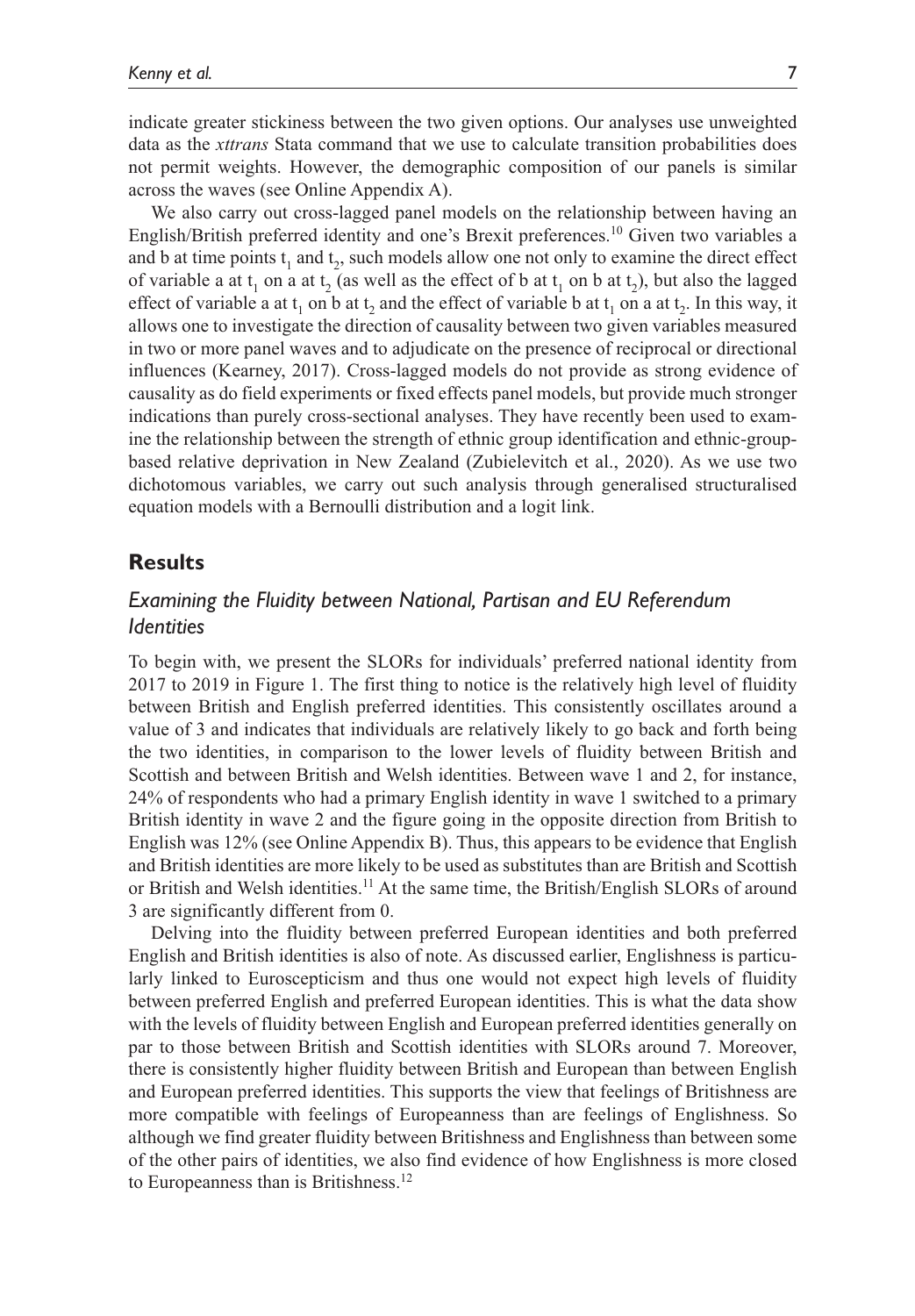indicate greater stickiness between the two given options. Our analyses use unweighted data as the *xttrans* Stata command that we use to calculate transition probabilities does not permit weights. However, the demographic composition of our panels is similar across the waves (see Online Appendix A).

We also carry out cross-lagged panel models on the relationship between having an English/British preferred identity and one's Brexit preferences.[10] Given two variables a and b at time points $t_1$ and $t_2$, such models allow one not only to examine the direct effect of variable a at $t_1$ on a at $t_2$ (as well as the effect of b at $t_1$ on b at $t_2$), but also the lagged effect of variable a at $t_1$ on b at $t_2$ and the effect of variable b at $t_1$ on a at $t_2$. In this way, it allows one to investigate the direction of causality between two given variables measured in two or more panel waves and to adjudicate on the presence of reciprocal or directional influences (Kearney, 2017). Cross-lagged models do not provide as strong evidence of causality as do field experiments or fixed effects panel models, but provide much stronger indications than purely cross-sectional analyses. They have recently been used to examine the relationship between the strength of ethnic group identification and ethnic-group-based relative deprivation in New Zealand (Zubielevitch et al., 2020). As we use two dichotomous variables, we carry out such analysis through generalised structuralised equation models with a Bernoulli distribution and a logit link.

## Results

### *Examining the Fluidity between National, Partisan and EU Referendum Identities*

To begin with, we present the SLORs for individuals' preferred national identity from 2017 to 2019 in Figure 1. The first thing to notice is the relatively high level of fluidity between British and English preferred identities. This consistently oscillates around a value of 3 and indicates that individuals are relatively likely to go back and forth being the two identities, in comparison to the lower levels of fluidity between British and Scottish and between British and Welsh identities. Between wave 1 and 2, for instance, 24% of respondents who had a primary English identity in wave 1 switched to a primary British identity in wave 2 and the figure going in the opposite direction from British to English was 12% (see Online Appendix B). Thus, this appears to be evidence that English and British identities are more likely to be used as substitutes than are British and Scottish or British and Welsh identities.[11] At the same time, the British/English SLORs of around 3 are significantly different from 0.

Delving into the fluidity between preferred European identities and both preferred English and British identities is also of note. As discussed earlier, Englishness is particularly linked to Euroscepticism and thus one would not expect high levels of fluidity between preferred English and preferred European identities. This is what the data show with the levels of fluidity between English and European preferred identities generally on par to those between British and Scottish identities with SLORs around 7. Moreover, there is consistently higher fluidity between British and European than between English and European preferred identities. This supports the view that feelings of Britishness are more compatible with feelings of Europeanness than are feelings of Englishness. So although we find greater fluidity between Britishness and Englishness than between some of the other pairs of identities, we also find evidence of how Englishness is more closed to Europeanness than is Britishness.[12]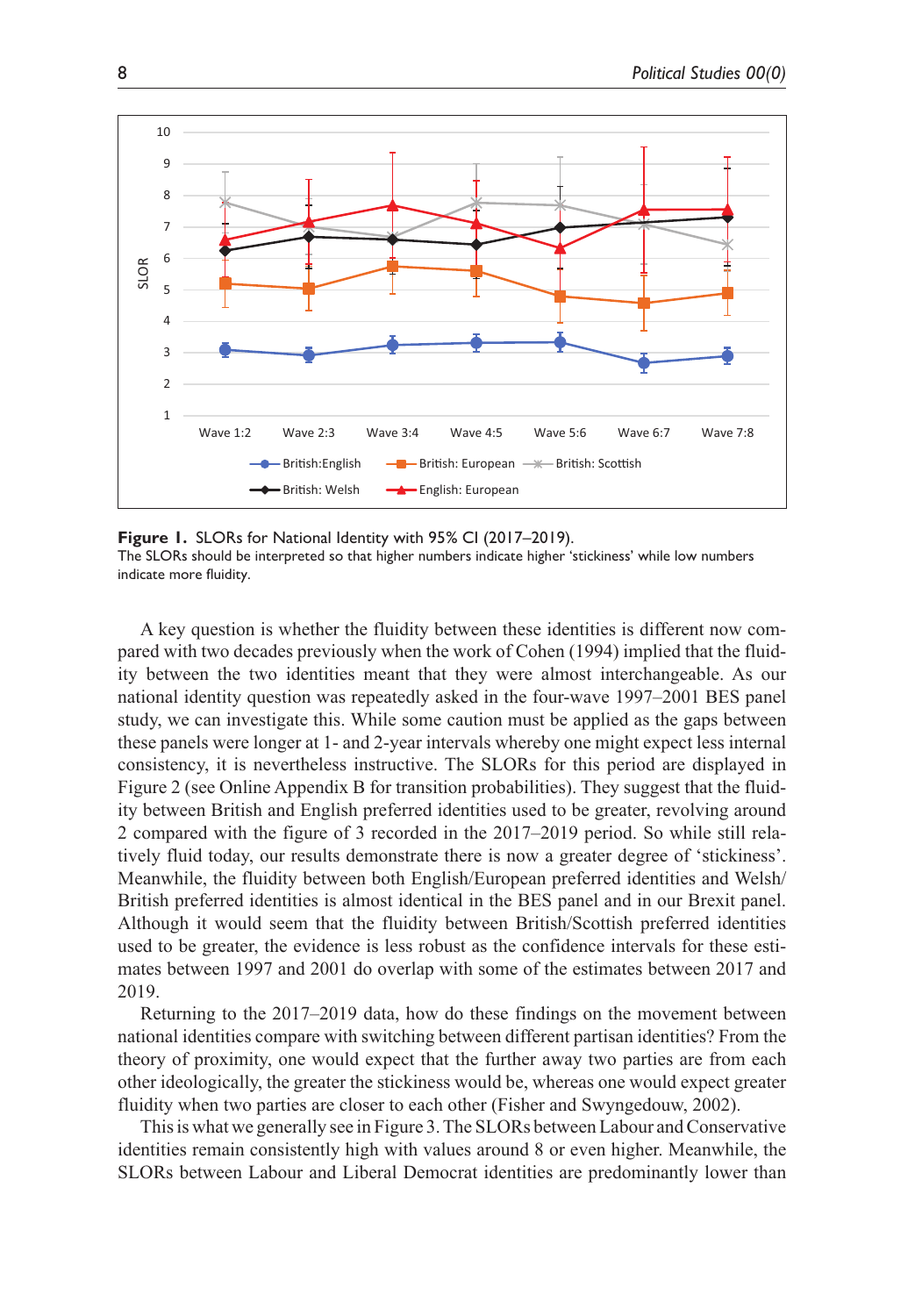**Figure 1.** SLORs for National Identity with 95% CI (2017–2019).
The SLORs should be interpreted so that higher numbers indicate higher 'stickiness' while low numbers indicate more fluidity.

A key question is whether the fluidity between these identities is different now compared with two decades previously when the work of Cohen (1994) implied that the fluidity between the two identities meant that they were almost interchangeable. As our national identity question was repeatedly asked in the four-wave 1997–2001 BES panel study, we can investigate this. While some caution must be applied as the gaps between these panels were longer at 1- and 2-year intervals whereby one might expect less internal consistency, it is nevertheless instructive. The SLORs for this period are displayed in Figure 2 (see Online Appendix B for transition probabilities). They suggest that the fluidity between British and English preferred identities used to be greater, revolving around 2 compared with the figure of 3 recorded in the 2017–2019 period. So while still relatively fluid today, our results demonstrate there is now a greater degree of 'stickiness'. Meanwhile, the fluidity between both English/European preferred identities and Welsh/British preferred identities is almost identical in the BES panel and in our Brexit panel. Although it would seem that the fluidity between British/Scottish preferred identities used to be greater, the evidence is less robust as the confidence intervals for these estimates between 1997 and 2001 do overlap with some of the estimates between 2017 and 2019.

Returning to the 2017–2019 data, how do these findings on the movement between national identities compare with switching between different partisan identities? From the theory of proximity, one would expect that the further away two parties are from each other ideologically, the greater the stickiness would be, whereas one would expect greater fluidity when two parties are closer to each other (Fisher and Swyngedouw, 2002).

This is what we generally see in Figure 3. The SLORs between Labour and Conservative identities remain consistently high with values around 8 or even higher. Meanwhile, the SLORs between Labour and Liberal Democrat identities are predominantly lower than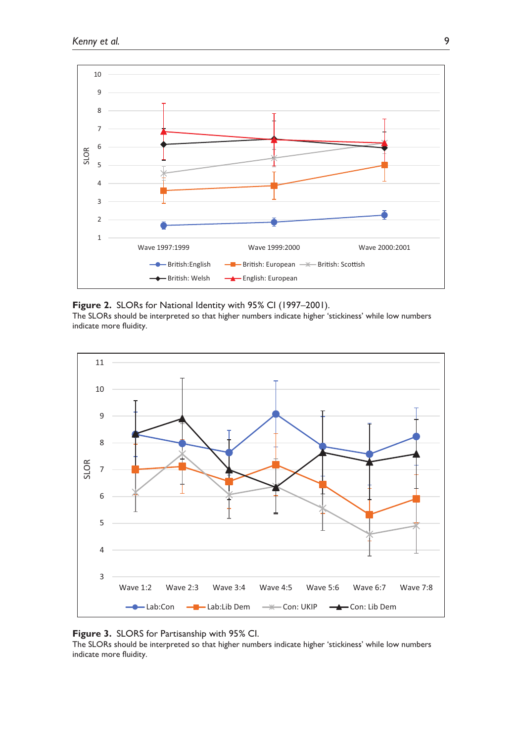**Figure 2.** SLORs for National Identity with 95% CI (1997–2001).
The SLORs should be interpreted so that higher numbers indicate higher 'stickiness' while low numbers indicate more fluidity.

**Figure 3.** SLORS for Partisanship with 95% CI.
The SLORs should be interpreted so that higher numbers indicate higher 'stickiness' while low numbers indicate more fluidity.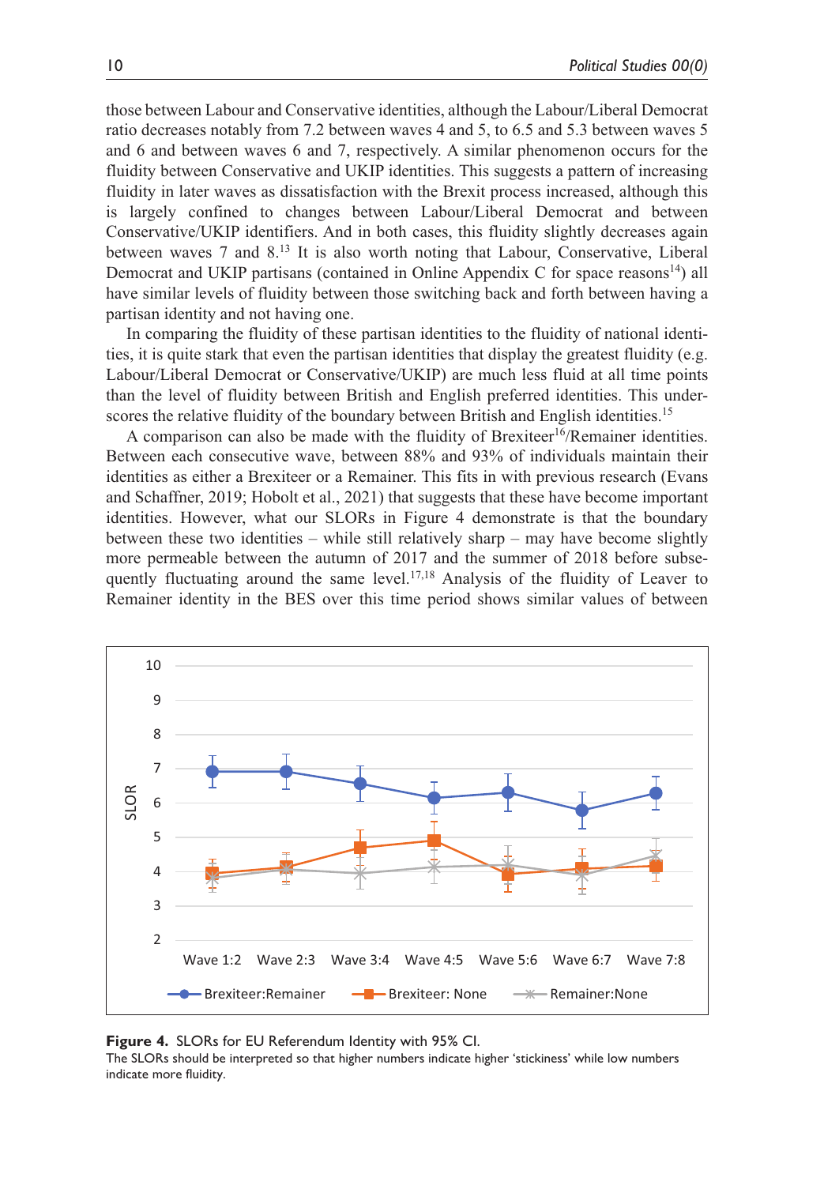those between Labour and Conservative identities, although the Labour/Liberal Democrat ratio decreases notably from 7.2 between waves 4 and 5, to 6.5 and 5.3 between waves 5 and 6 and between waves 6 and 7, respectively. A similar phenomenon occurs for the fluidity between Conservative and UKIP identities. This suggests a pattern of increasing fluidity in later waves as dissatisfaction with the Brexit process increased, although this is largely confined to changes between Labour/Liberal Democrat and between Conservative/UKIP identifiers. And in both cases, this fluidity slightly decreases again between waves 7 and 8.[13] It is also worth noting that Labour, Conservative, Liberal Democrat and UKIP partisans (contained in Online Appendix C for space reasons[14]) all have similar levels of fluidity between those switching back and forth between having a partisan identity and not having one.

In comparing the fluidity of these partisan identities to the fluidity of national identities, it is quite stark that even the partisan identities that display the greatest fluidity (e.g. Labour/Liberal Democrat or Conservative/UKIP) are much less fluid at all time points than the level of fluidity between British and English preferred identities. This underscores the relative fluidity of the boundary between British and English identities.[15]

A comparison can also be made with the fluidity of Brexiteer[16]/Remainer identities. Between each consecutive wave, between 88% and 93% of individuals maintain their identities as either a Brexiteer or a Remainer. This fits in with previous research (Evans and Schaffner, 2019; Hobolt et al., 2021) that suggests that these have become important identities. However, what our SLORs in Figure 4 demonstrate is that the boundary between these two identities – while still relatively sharp – may have become slightly more permeable between the autumn of 2017 and the summer of 2018 before subsequently fluctuating around the same level.[17,18] Analysis of the fluidity of Leaver to Remainer identity in the BES over this time period shows similar values of between

**Figure 4.** SLORs for EU Referendum Identity with 95% CI.
The SLORs should be interpreted so that higher numbers indicate higher 'stickiness' while low numbers indicate more fluidity.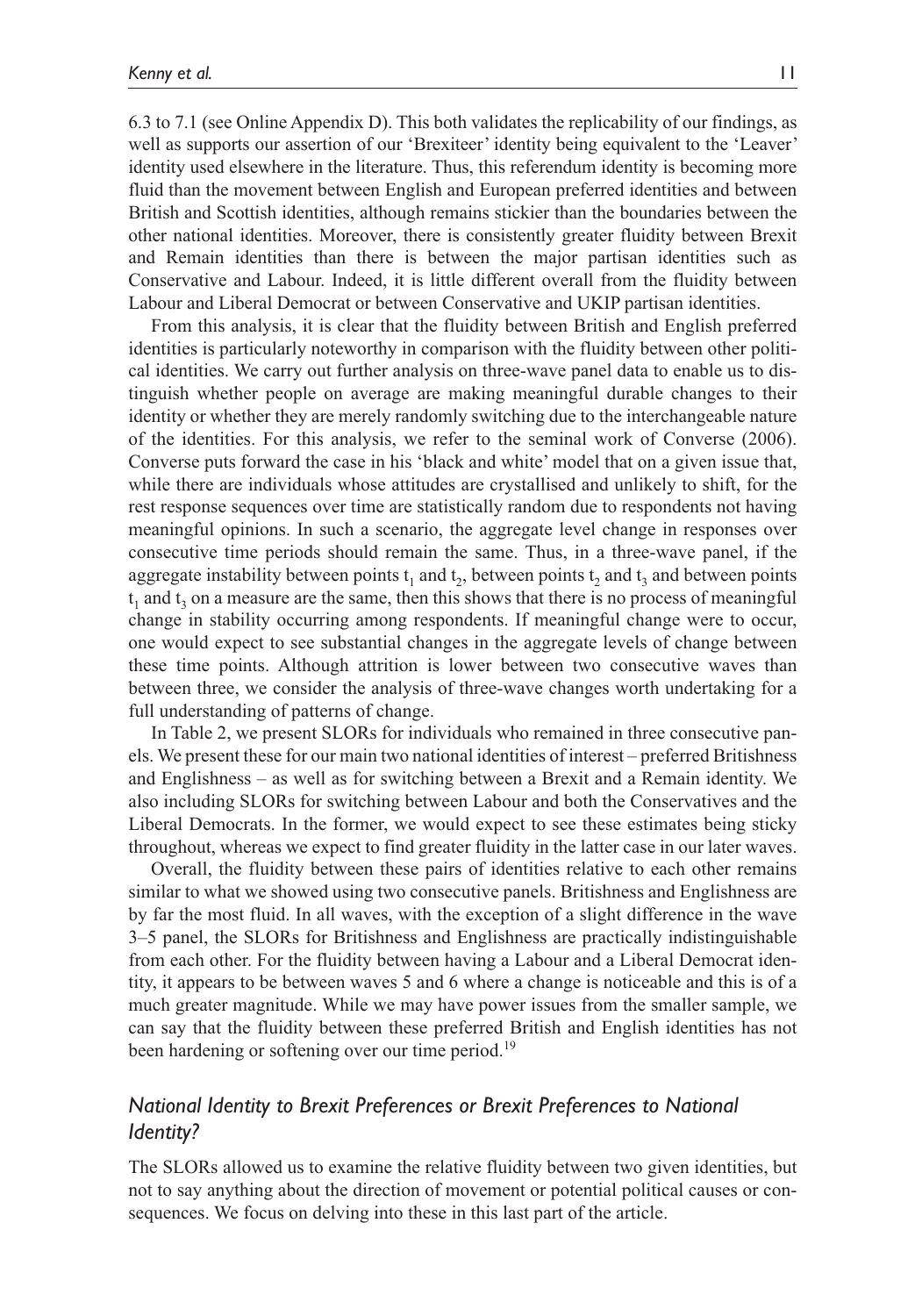6.3 to 7.1 (see Online Appendix D). This both validates the replicability of our findings, as well as supports our assertion of our 'Brexiteer' identity being equivalent to the 'Leaver' identity used elsewhere in the literature. Thus, this referendum identity is becoming more fluid than the movement between English and European preferred identities and between British and Scottish identities, although remains stickier than the boundaries between the other national identities. Moreover, there is consistently greater fluidity between Brexit and Remain identities than there is between the major partisan identities such as Conservative and Labour. Indeed, it is little different overall from the fluidity between Labour and Liberal Democrat or between Conservative and UKIP partisan identities.

From this analysis, it is clear that the fluidity between British and English preferred identities is particularly noteworthy in comparison with the fluidity between other political identities. We carry out further analysis on three-wave panel data to enable us to distinguish whether people on average are making meaningful durable changes to their identity or whether they are merely randomly switching due to the interchangeable nature of the identities. For this analysis, we refer to the seminal work of Converse (2006). Converse puts forward the case in his 'black and white' model that on a given issue that, while there are individuals whose attitudes are crystallised and unlikely to shift, for the rest response sequences over time are statistically random due to respondents not having meaningful opinions. In such a scenario, the aggregate level change in responses over consecutive time periods should remain the same. Thus, in a three-wave panel, if the aggregate instability between points $t_1$ and $t_2$, between points $t_2$ and $t_3$ and between points $t_1$ and $t_3$ on a measure are the same, then this shows that there is no process of meaningful change in stability occurring among respondents. If meaningful change were to occur, one would expect to see substantial changes in the aggregate levels of change between these time points. Although attrition is lower between two consecutive waves than between three, we consider the analysis of three-wave changes worth undertaking for a full understanding of patterns of change.

In Table 2, we present SLORs for individuals who remained in three consecutive panels. We present these for our main two national identities of interest – preferred Britishness and Englishness – as well as for switching between a Brexit and a Remain identity. We also including SLORs for switching between Labour and both the Conservatives and the Liberal Democrats. In the former, we would expect to see these estimates being sticky throughout, whereas we expect to find greater fluidity in the latter case in our later waves.

Overall, the fluidity between these pairs of identities relative to each other remains similar to what we showed using two consecutive panels. Britishness and Englishness are by far the most fluid. In all waves, with the exception of a slight difference in the wave 3–5 panel, the SLORs for Britishness and Englishness are practically indistinguishable from each other. For the fluidity between having a Labour and a Liberal Democrat identity, it appears to be between waves 5 and 6 where a change is noticeable and this is of a much greater magnitude. While we may have power issues from the smaller sample, we can say that the fluidity between these preferred British and English identities has not been hardening or softening over our time period.[19]

## *National Identity to Brexit Preferences or Brexit Preferences to National Identity?*

The SLORs allowed us to examine the relative fluidity between two given identities, but not to say anything about the direction of movement or potential political causes or consequences. We focus on delving into these in this last part of the article.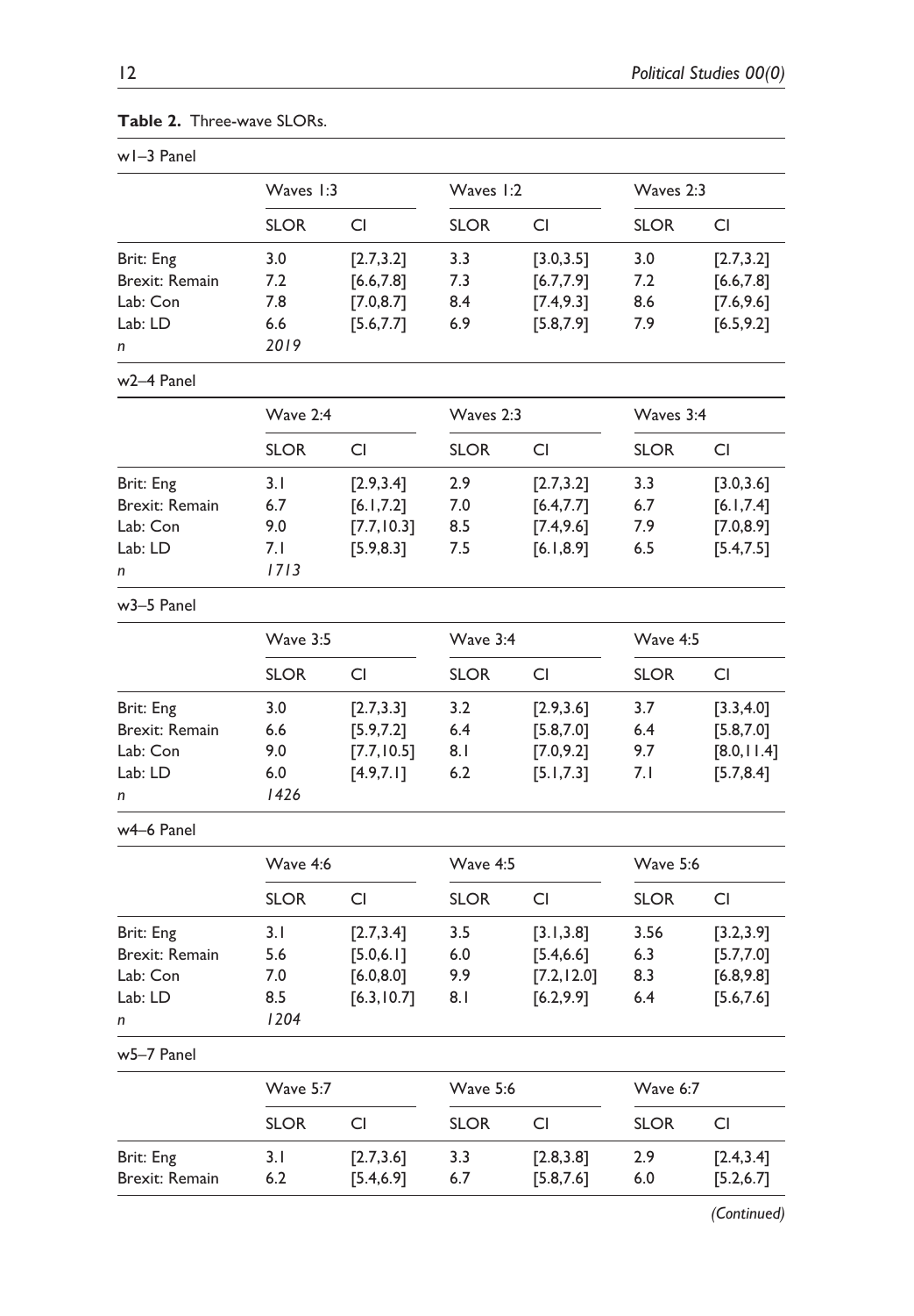**Table 2.** Three-wave SLORs.

w1–3 Panel

| | Waves 1:3 | | Waves 1:2 | | Waves 2:3 | |
|---|---|---|---|---|---|---|
| | SLOR | CI | SLOR | CI | SLOR | CI |
| Brit: Eng | 3.0 | [2.7,3.2] | 3.3 | [3.0,3.5] | 3.0 | [2.7,3.2] |
| Brexit: Remain | 7.2 | [6.6,7.8] | 7.3 | [6.7,7.9] | 7.2 | [6.6,7.8] |
| Lab: Con | 7.8 | [7.0,8.7] | 8.4 | [7.4,9.3] | 8.6 | [7.6,9.6] |
| Lab: LD | 6.6 | [5.6,7.7] | 6.9 | [5.8,7.9] | 7.9 | [6.5,9.2] |
| *n* | *2019* | | | | | |

w2–4 Panel

| | Wave 2:4 | | Waves 2:3 | | Waves 3:4 | |
|---|---|---|---|---|---|---|
| | SLOR | CI | SLOR | CI | SLOR | CI |
| Brit: Eng | 3.1 | [2.9,3.4] | 2.9 | [2.7,3.2] | 3.3 | [3.0,3.6] |
| Brexit: Remain | 6.7 | [6.1,7.2] | 7.0 | [6.4,7.7] | 6.7 | [6.1,7.4] |
| Lab: Con | 9.0 | [7.7,10.3] | 8.5 | [7.4,9.6] | 7.9 | [7.0,8.9] |
| Lab: LD | 7.1 | [5.9,8.3] | 7.5 | [6.1,8.9] | 6.5 | [5.4,7.5] |
| *n* | *1713* | | | | | |

w3–5 Panel

| | Wave 3:5 | | Wave 3:4 | | Wave 4:5 | |
|---|---|---|---|---|---|---|
| | SLOR | CI | SLOR | CI | SLOR | CI |
| Brit: Eng | 3.0 | [2.7,3.3] | 3.2 | [2.9,3.6] | 3.7 | [3.3,4.0] |
| Brexit: Remain | 6.6 | [5.9,7.2] | 6.4 | [5.8,7.0] | 6.4 | [5.8,7.0] |
| Lab: Con | 9.0 | [7.7,10.5] | 8.1 | [7.0,9.2] | 9.7 | [8.0,11.4] |
| Lab: LD | 6.0 | [4.9,7.1] | 6.2 | [5.1,7.3] | 7.1 | [5.7,8.4] |
| *n* | *1426* | | | | | |

w4–6 Panel

| | Wave 4:6 | | Wave 4:5 | | Wave 5:6 | |
|---|---|---|---|---|---|---|
| | SLOR | CI | SLOR | CI | SLOR | CI |
| Brit: Eng | 3.1 | [2.7,3.4] | 3.5 | [3.1,3.8] | 3.56 | [3.2,3.9] |
| Brexit: Remain | 5.6 | [5.0,6.1] | 6.0 | [5.4,6.6] | 6.3 | [5.7,7.0] |
| Lab: Con | 7.0 | [6.0,8.0] | 9.9 | [7.2,12.0] | 8.3 | [6.8,9.8] |
| Lab: LD | 8.5 | [6.3,10.7] | 8.1 | [6.2,9.9] | 6.4 | [5.6,7.6] |
| *n* | *1204* | | | | | |

w5–7 Panel

| | Wave 5:7 | | Wave 5:6 | | Wave 6:7 | |
|---|---|---|---|---|---|---|
| | SLOR | CI | SLOR | CI | SLOR | CI |
| Brit: Eng | 3.1 | [2.7,3.6] | 3.3 | [2.8,3.8] | 2.9 | [2.4,3.4] |
| Brexit: Remain | 6.2 | [5.4,6.9] | 6.7 | [5.8,7.6] | 6.0 | [5.2,6.7] |

*(Continued)*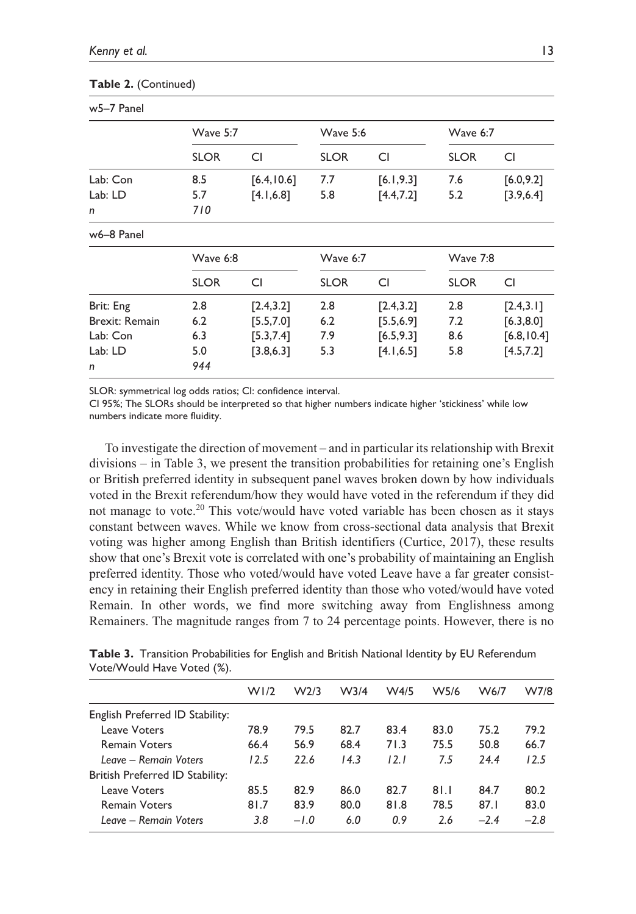**Table 2.** (Continued)

w5–7 Panel

| | Wave 5:7 | | Wave 5:6 | | Wave 6:7 | |
|---|---|---|---|---|---|---|
| | SLOR | CI | SLOR | CI | SLOR | CI |
| Lab: Con | 8.5 | [6.4,10.6] | 7.7 | [6.1,9.3] | 7.6 | [6.0,9.2] |
| Lab: LD | 5.7 | [4.1,6.8] | 5.8 | [4.4,7.2] | 5.2 | [3.9,6.4] |
| *n* | *710* | | | | | |

w6–8 Panel

| | Wave 6:8 | | Wave 6:7 | | Wave 7:8 | |
|---|---|---|---|---|---|---|
| | SLOR | CI | SLOR | CI | SLOR | CI |
| Brit: Eng | 2.8 | [2.4,3.2] | 2.8 | [2.4,3.2] | 2.8 | [2.4,3.1] |
| Brexit: Remain | 6.2 | [5.5,7.0] | 6.2 | [5.5,6.9] | 7.2 | [6.3,8.0] |
| Lab: Con | 6.3 | [5.3,7.4] | 7.9 | [6.5,9.3] | 8.6 | [6.8,10.4] |
| Lab: LD | 5.0 | [3.8,6.3] | 5.3 | [4.1,6.5] | 5.8 | [4.5,7.2] |
| *n* | *944* | | | | | |

SLOR: symmetrical log odds ratios; CI: confidence interval.
CI 95%; The SLORs should be interpreted so that higher numbers indicate higher 'stickiness' while low numbers indicate more fluidity.

To investigate the direction of movement – and in particular its relationship with Brexit divisions – in Table 3, we present the transition probabilities for retaining one's English or British preferred identity in subsequent panel waves broken down by how individuals voted in the Brexit referendum/how they would have voted in the referendum if they did not manage to vote.[20] This vote/would have voted variable has been chosen as it stays constant between waves. While we know from cross-sectional data analysis that Brexit voting was higher among English than British identifiers (Curtice, 2017), these results show that one's Brexit vote is correlated with one's probability of maintaining an English preferred identity. Those who voted/would have voted Leave have a far greater consistency in retaining their English preferred identity than those who voted/would have voted Remain. In other words, we find more switching away from Englishness among Remainers. The magnitude ranges from 7 to 24 percentage points. However, there is no

**Table 3.** Transition Probabilities for English and British National Identity by EU Referendum Vote/Would Have Voted (%).

| | W1/2 | W2/3 | W3/4 | W4/5 | W5/6 | W6/7 | W7/8 |
|---|---|---|---|---|---|---|---|
| English Preferred ID Stability: | | | | | | | |
| Leave Voters | 78.9 | 79.5 | 82.7 | 83.4 | 83.0 | 75.2 | 79.2 |
| Remain Voters | 66.4 | 56.9 | 68.4 | 71.3 | 75.5 | 50.8 | 66.7 |
| *Leave – Remain Voters* | *12.5* | *22.6* | *14.3* | *12.1* | *7.5* | *24.4* | *12.5* |
| British Preferred ID Stability: | | | | | | | |
| Leave Voters | 85.5 | 82.9 | 86.0 | 82.7 | 81.1 | 84.7 | 80.2 |
| Remain Voters | 81.7 | 83.9 | 80.0 | 81.8 | 78.5 | 87.1 | 83.0 |
| *Leave – Remain Voters* | *3.8* | *−1.0* | *6.0* | *0.9* | *2.6* | *−2.4* | *−2.8* |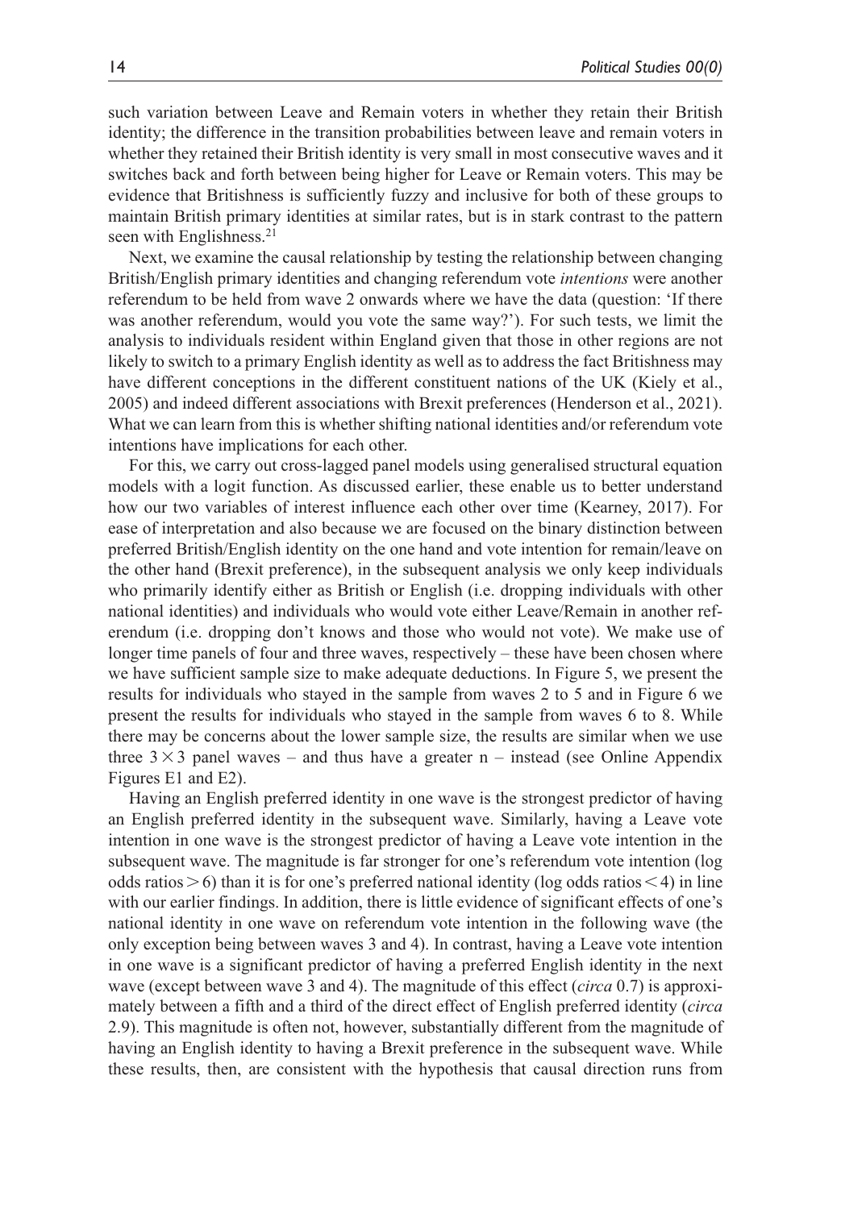such variation between Leave and Remain voters in whether they retain their British identity; the difference in the transition probabilities between leave and remain voters in whether they retained their British identity is very small in most consecutive waves and it switches back and forth between being higher for Leave or Remain voters. This may be evidence that Britishness is sufficiently fuzzy and inclusive for both of these groups to maintain British primary identities at similar rates, but is in stark contrast to the pattern seen with Englishness.[21]

Next, we examine the causal relationship by testing the relationship between changing British/English primary identities and changing referendum vote *intentions* were another referendum to be held from wave 2 onwards where we have the data (question: 'If there was another referendum, would you vote the same way?'). For such tests, we limit the analysis to individuals resident within England given that those in other regions are not likely to switch to a primary English identity as well as to address the fact Britishness may have different conceptions in the different constituent nations of the UK (Kiely et al., 2005) and indeed different associations with Brexit preferences (Henderson et al., 2021). What we can learn from this is whether shifting national identities and/or referendum vote intentions have implications for each other.

For this, we carry out cross-lagged panel models using generalised structural equation models with a logit function. As discussed earlier, these enable us to better understand how our two variables of interest influence each other over time (Kearney, 2017). For ease of interpretation and also because we are focused on the binary distinction between preferred British/English identity on the one hand and vote intention for remain/leave on the other hand (Brexit preference), in the subsequent analysis we only keep individuals who primarily identify either as British or English (i.e. dropping individuals with other national identities) and individuals who would vote either Leave/Remain in another referendum (i.e. dropping don't knows and those who would not vote). We make use of longer time panels of four and three waves, respectively – these have been chosen where we have sufficient sample size to make adequate deductions. In Figure 5, we present the results for individuals who stayed in the sample from waves 2 to 5 and in Figure 6 we present the results for individuals who stayed in the sample from waves 6 to 8. While there may be concerns about the lower sample size, the results are similar when we use three $3 \times 3$ panel waves – and thus have a greater n – instead (see Online Appendix Figures E1 and E2).

Having an English preferred identity in one wave is the strongest predictor of having an English preferred identity in the subsequent wave. Similarly, having a Leave vote intention in one wave is the strongest predictor of having a Leave vote intention in the subsequent wave. The magnitude is far stronger for one's referendum vote intention (log odds ratios $> 6$) than it is for one's preferred national identity (log odds ratios $< 4$) in line with our earlier findings. In addition, there is little evidence of significant effects of one's national identity in one wave on referendum vote intention in the following wave (the only exception being between waves 3 and 4). In contrast, having a Leave vote intention in one wave is a significant predictor of having a preferred English identity in the next wave (except between wave 3 and 4). The magnitude of this effect (*circa* 0.7) is approximately between a fifth and a third of the direct effect of English preferred identity (*circa* 2.9). This magnitude is often not, however, substantially different from the magnitude of having an English identity to having a Brexit preference in the subsequent wave. While these results, then, are consistent with the hypothesis that causal direction runs from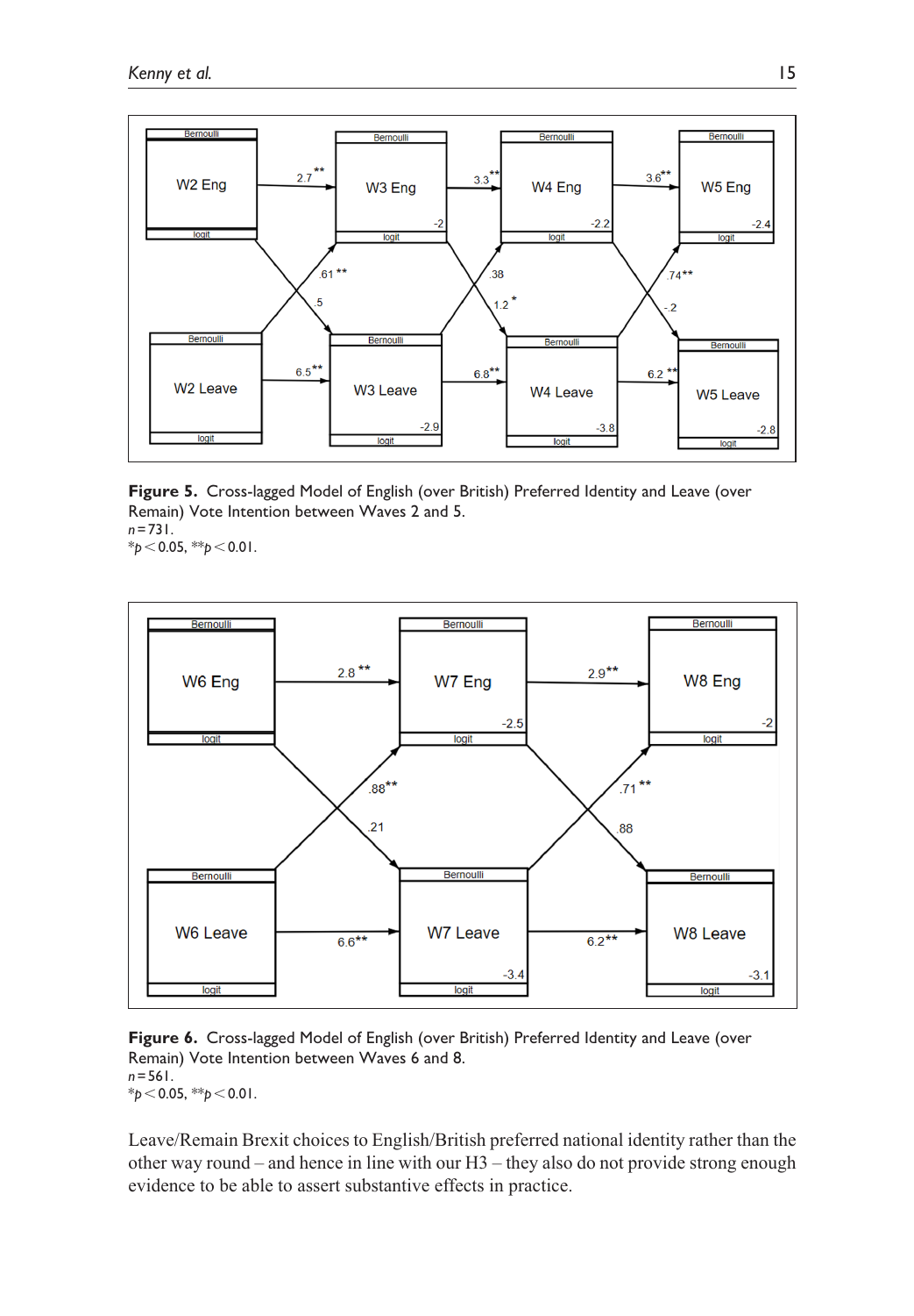**Figure 5.** Cross-lagged Model of English (over British) Preferred Identity and Leave (over Remain) Vote Intention between Waves 2 and 5.
*n* = 731.
*$p < 0.05$, **$p < 0.01$.

**Figure 6.** Cross-lagged Model of English (over British) Preferred Identity and Leave (over Remain) Vote Intention between Waves 6 and 8.
*n* = 561.
*$p < 0.05$, **$p < 0.01$.

Leave/Remain Brexit choices to English/British preferred national identity rather than the other way round – and hence in line with our H3 – they also do not provide strong enough evidence to be able to assert substantive effects in practice.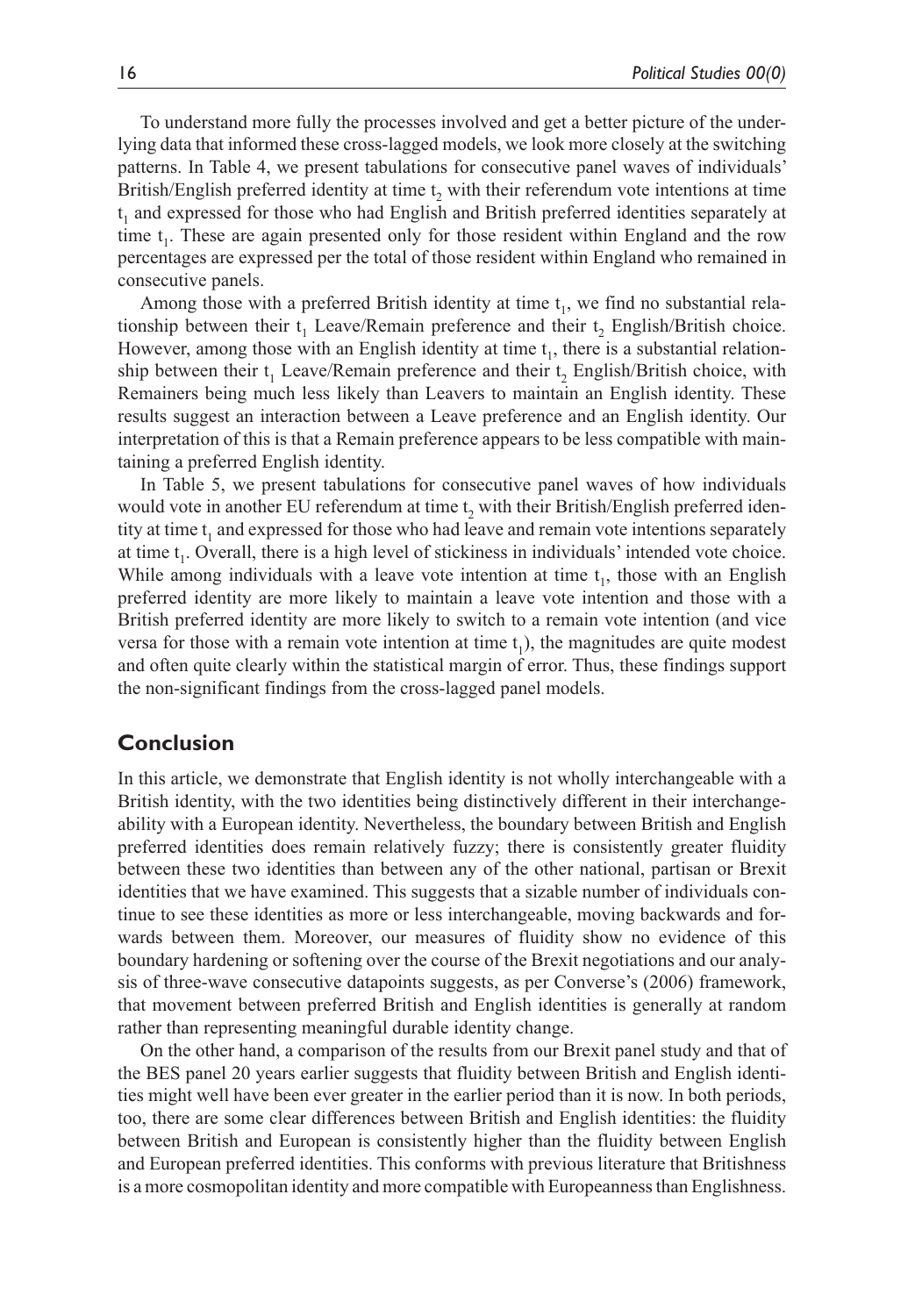To understand more fully the processes involved and get a better picture of the underlying data that informed these cross-lagged models, we look more closely at the switching patterns. In Table 4, we present tabulations for consecutive panel waves of individuals' British/English preferred identity at time $t_2$ with their referendum vote intentions at time $t_1$ and expressed for those who had English and British preferred identities separately at time $t_1$. These are again presented only for those resident within England and the row percentages are expressed per the total of those resident within England who remained in consecutive panels.

Among those with a preferred British identity at time $t_1$, we find no substantial relationship between their $t_1$ Leave/Remain preference and their $t_2$ English/British choice. However, among those with an English identity at time $t_1$, there is a substantial relationship between their $t_1$ Leave/Remain preference and their $t_2$ English/British choice, with Remainers being much less likely than Leavers to maintain an English identity. These results suggest an interaction between a Leave preference and an English identity. Our interpretation of this is that a Remain preference appears to be less compatible with maintaining a preferred English identity.

In Table 5, we present tabulations for consecutive panel waves of how individuals would vote in another EU referendum at time $t_2$ with their British/English preferred identity at time $t_1$ and expressed for those who had leave and remain vote intentions separately at time $t_1$. Overall, there is a high level of stickiness in individuals' intended vote choice. While among individuals with a leave vote intention at time $t_1$, those with an English preferred identity are more likely to maintain a leave vote intention and those with a British preferred identity are more likely to switch to a remain vote intention (and vice versa for those with a remain vote intention at time $t_1$), the magnitudes are quite modest and often quite clearly within the statistical margin of error. Thus, these findings support the non-significant findings from the cross-lagged panel models.

## Conclusion

In this article, we demonstrate that English identity is not wholly interchangeable with a British identity, with the two identities being distinctively different in their interchangeability with a European identity. Nevertheless, the boundary between British and English preferred identities does remain relatively fuzzy; there is consistently greater fluidity between these two identities than between any of the other national, partisan or Brexit identities that we have examined. This suggests that a sizable number of individuals continue to see these identities as more or less interchangeable, moving backwards and forwards between them. Moreover, our measures of fluidity show no evidence of this boundary hardening or softening over the course of the Brexit negotiations and our analysis of three-wave consecutive datapoints suggests, as per Converse's (2006) framework, that movement between preferred British and English identities is generally at random rather than representing meaningful durable identity change.

On the other hand, a comparison of the results from our Brexit panel study and that of the BES panel 20 years earlier suggests that fluidity between British and English identities might well have been ever greater in the earlier period than it is now. In both periods, too, there are some clear differences between British and English identities: the fluidity between British and European is consistently higher than the fluidity between English and European preferred identities. This conforms with previous literature that Britishness is a more cosmopolitan identity and more compatible with Europeanness than Englishness.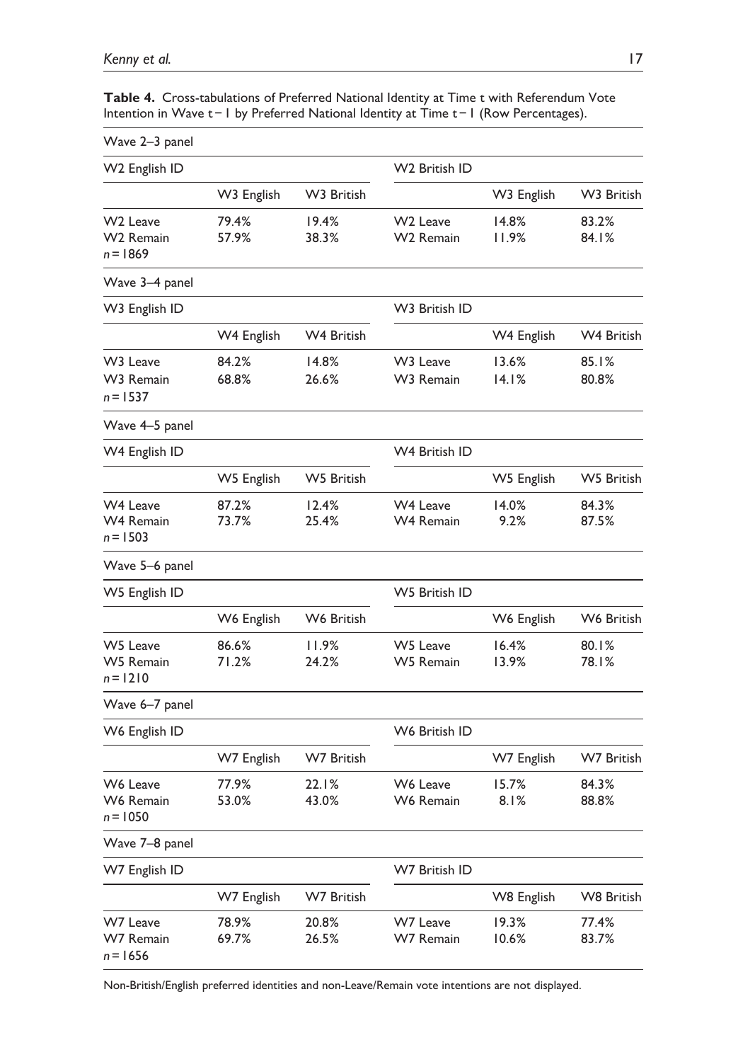**Table 4.** Cross-tabulations of Preferred National Identity at Time t with Referendum Vote Intention in Wave t − 1 by Preferred National Identity at Time t − 1 (Row Percentages).

| Wave 2–3 panel | | | | | |
|---|---|---|---|---|---|
| W2 English ID | | | W2 British ID | | |
| | W3 English | W3 British | | W3 English | W3 British |
| W2 Leave | 79.4% | 19.4% | W2 Leave | 14.8% | 83.2% |
| W2 Remain | 57.9% | 38.3% | W2 Remain | 11.9% | 84.1% |
| $n = 1869$ | | | | | |
| **Wave 3–4 panel** | | | | | |
| W3 English ID | | | W3 British ID | | |
| | W4 English | W4 British | | W4 English | W4 British |
| W3 Leave | 84.2% | 14.8% | W3 Leave | 13.6% | 85.1% |
| W3 Remain | 68.8% | 26.6% | W3 Remain | 14.1% | 80.8% |
| $n = 1537$ | | | | | |
| **Wave 4–5 panel** | | | | | |
| W4 English ID | | | W4 British ID | | |
| | W5 English | W5 British | | W5 English | W5 British |
| W4 Leave | 87.2% | 12.4% | W4 Leave | 14.0% | 84.3% |
| W4 Remain | 73.7% | 25.4% | W4 Remain | 9.2% | 87.5% |
| $n = 1503$ | | | | | |
| **Wave 5–6 panel** | | | | | |
| W5 English ID | | | W5 British ID | | |
| | W6 English | W6 British | | W6 English | W6 British |
| W5 Leave | 86.6% | 11.9% | W5 Leave | 16.4% | 80.1% |
| W5 Remain | 71.2% | 24.2% | W5 Remain | 13.9% | 78.1% |
| $n = 1210$ | | | | | |
| **Wave 6–7 panel** | | | | | |
| W6 English ID | | | W6 British ID | | |
| | W7 English | W7 British | | W7 English | W7 British |
| W6 Leave | 77.9% | 22.1% | W6 Leave | 15.7% | 84.3% |
| W6 Remain | 53.0% | 43.0% | W6 Remain | 8.1% | 88.8% |
| $n = 1050$ | | | | | |
| **Wave 7–8 panel** | | | | | |
| W7 English ID | | | W7 British ID | | |
| | W7 English | W7 British | | W8 English | W8 British |
| W7 Leave | 78.9% | 20.8% | W7 Leave | 19.3% | 77.4% |
| W7 Remain | 69.7% | 26.5% | W7 Remain | 10.6% | 83.7% |
| $n = 1656$ | | | | | |

Non-British/English preferred identities and non-Leave/Remain vote intentions are not displayed.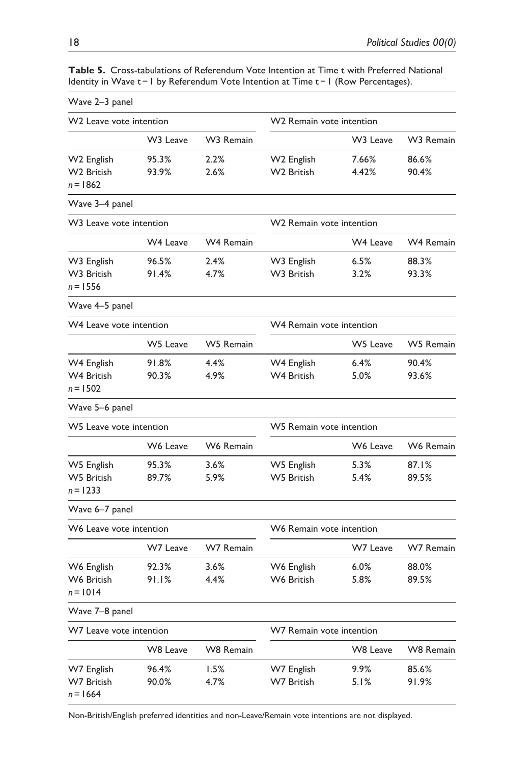**Table 5.** Cross-tabulations of Referendum Vote Intention at Time t with Preferred National Identity in Wave t − 1 by Referendum Vote Intention at Time t − 1 (Row Percentages).

| Wave 2–3 panel | | | | | |
|---|---|---|---|---|---|
| W2 Leave vote intention | | | W2 Remain vote intention | | |
| | W3 Leave | W3 Remain | | W3 Leave | W3 Remain |
| W2 English | 95.3% | 2.2% | W2 English | 7.66% | 86.6% |
| W2 British | 93.9% | 2.6% | W2 British | 4.42% | 90.4% |
| *n* = 1862 | | | | | |
| **Wave 3–4 panel** | | | | | |
| W3 Leave vote intention | | | W2 Remain vote intention | | |
| | W4 Leave | W4 Remain | | W4 Leave | W4 Remain |
| W3 English | 96.5% | 2.4% | W3 English | 6.5% | 88.3% |
| W3 British | 91.4% | 4.7% | W3 British | 3.2% | 93.3% |
| *n* = 1556 | | | | | |
| **Wave 4–5 panel** | | | | | |
| W4 Leave vote intention | | | W4 Remain vote intention | | |
| | W5 Leave | W5 Remain | | W5 Leave | W5 Remain |
| W4 English | 91.8% | 4.4% | W4 English | 6.4% | 90.4% |
| W4 British | 90.3% | 4.9% | W4 British | 5.0% | 93.6% |
| *n* = 1502 | | | | | |
| **Wave 5–6 panel** | | | | | |
| W5 Leave vote intention | | | W5 Remain vote intention | | |
| | W6 Leave | W6 Remain | | W6 Leave | W6 Remain |
| W5 English | 95.3% | 3.6% | W5 English | 5.3% | 87.1% |
| W5 British | 89.7% | 5.9% | W5 British | 5.4% | 89.5% |
| *n* = 1233 | | | | | |
| **Wave 6–7 panel** | | | | | |
| W6 Leave vote intention | | | W6 Remain vote intention | | |
| | W7 Leave | W7 Remain | | W7 Leave | W7 Remain |
| W6 English | 92.3% | 3.6% | W6 English | 6.0% | 88.0% |
| W6 British | 91.1% | 4.4% | W6 British | 5.8% | 89.5% |
| *n* = 1014 | | | | | |
| **Wave 7–8 panel** | | | | | |
| W7 Leave vote intention | | | W7 Remain vote intention | | |
| | W8 Leave | W8 Remain | | W8 Leave | W8 Remain |
| W7 English | 96.4% | 1.5% | W7 English | 9.9% | 85.6% |
| W7 British | 90.0% | 4.7% | W7 British | 5.1% | 91.9% |
| *n* = 1664 | | | | | |

Non-British/English preferred identities and non-Leave/Remain vote intentions are not displayed.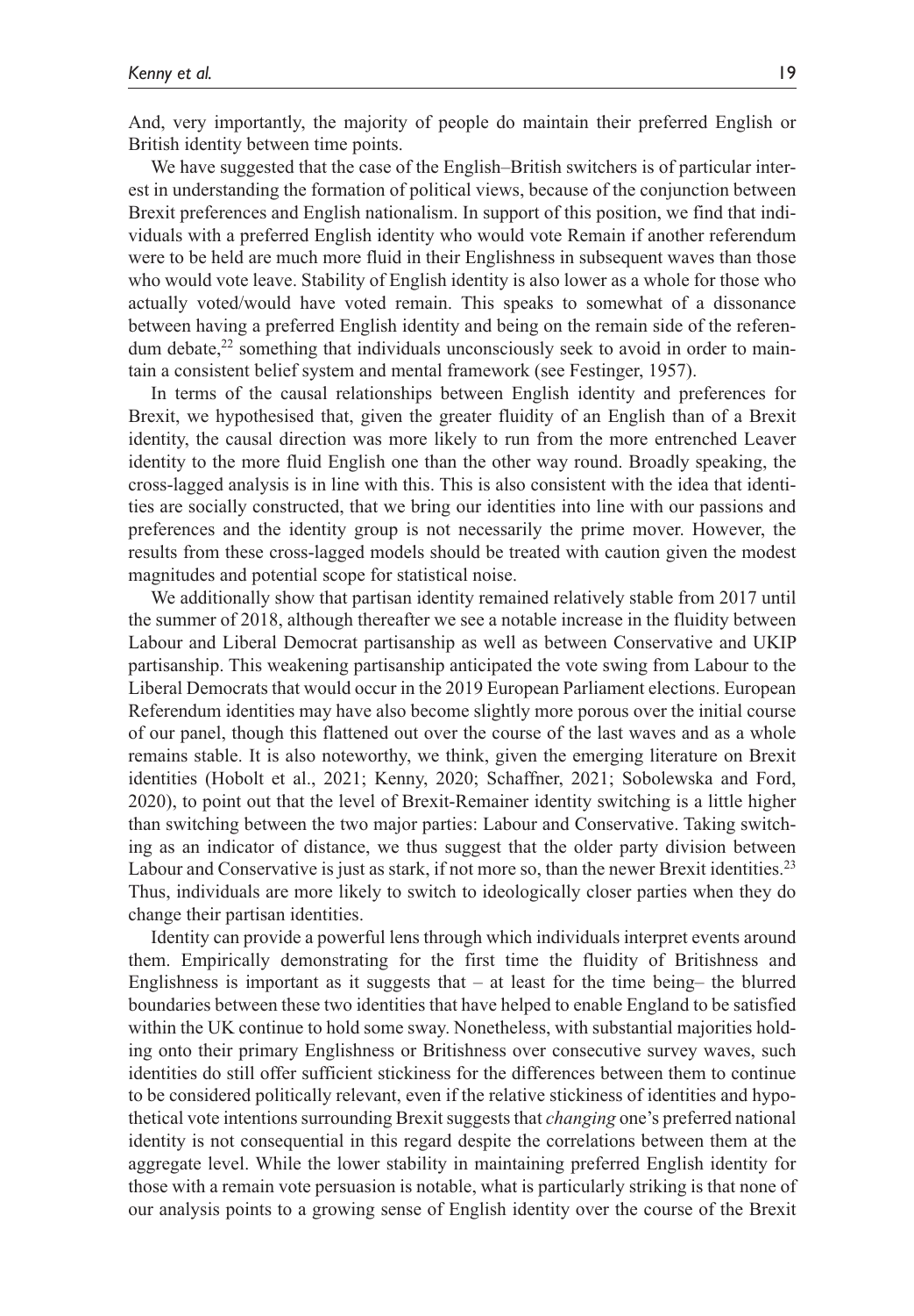And, very importantly, the majority of people do maintain their preferred English or British identity between time points.

We have suggested that the case of the English–British switchers is of particular interest in understanding the formation of political views, because of the conjunction between Brexit preferences and English nationalism. In support of this position, we find that individuals with a preferred English identity who would vote Remain if another referendum were to be held are much more fluid in their Englishness in subsequent waves than those who would vote leave. Stability of English identity is also lower as a whole for those who actually voted/would have voted remain. This speaks to somewhat of a dissonance between having a preferred English identity and being on the remain side of the referendum debate,[22] something that individuals unconsciously seek to avoid in order to maintain a consistent belief system and mental framework (see Festinger, 1957).

In terms of the causal relationships between English identity and preferences for Brexit, we hypothesised that, given the greater fluidity of an English than of a Brexit identity, the causal direction was more likely to run from the more entrenched Leaver identity to the more fluid English one than the other way round. Broadly speaking, the cross-lagged analysis is in line with this. This is also consistent with the idea that identities are socially constructed, that we bring our identities into line with our passions and preferences and the identity group is not necessarily the prime mover. However, the results from these cross-lagged models should be treated with caution given the modest magnitudes and potential scope for statistical noise.

We additionally show that partisan identity remained relatively stable from 2017 until the summer of 2018, although thereafter we see a notable increase in the fluidity between Labour and Liberal Democrat partisanship as well as between Conservative and UKIP partisanship. This weakening partisanship anticipated the vote swing from Labour to the Liberal Democrats that would occur in the 2019 European Parliament elections. European Referendum identities may have also become slightly more porous over the initial course of our panel, though this flattened out over the course of the last waves and as a whole remains stable. It is also noteworthy, we think, given the emerging literature on Brexit identities (Hobolt et al., 2021; Kenny, 2020; Schaffner, 2021; Sobolewska and Ford, 2020), to point out that the level of Brexit-Remainer identity switching is a little higher than switching between the two major parties: Labour and Conservative. Taking switching as an indicator of distance, we thus suggest that the older party division between Labour and Conservative is just as stark, if not more so, than the newer Brexit identities.[23] Thus, individuals are more likely to switch to ideologically closer parties when they do change their partisan identities.

Identity can provide a powerful lens through which individuals interpret events around them. Empirically demonstrating for the first time the fluidity of Britishness and Englishness is important as it suggests that – at least for the time being– the blurred boundaries between these two identities that have helped to enable England to be satisfied within the UK continue to hold some sway. Nonetheless, with substantial majorities holding onto their primary Englishness or Britishness over consecutive survey waves, such identities do still offer sufficient stickiness for the differences between them to continue to be considered politically relevant, even if the relative stickiness of identities and hypothetical vote intentions surrounding Brexit suggests that *changing* one's preferred national identity is not consequential in this regard despite the correlations between them at the aggregate level. While the lower stability in maintaining preferred English identity for those with a remain vote persuasion is notable, what is particularly striking is that none of our analysis points to a growing sense of English identity over the course of the Brexit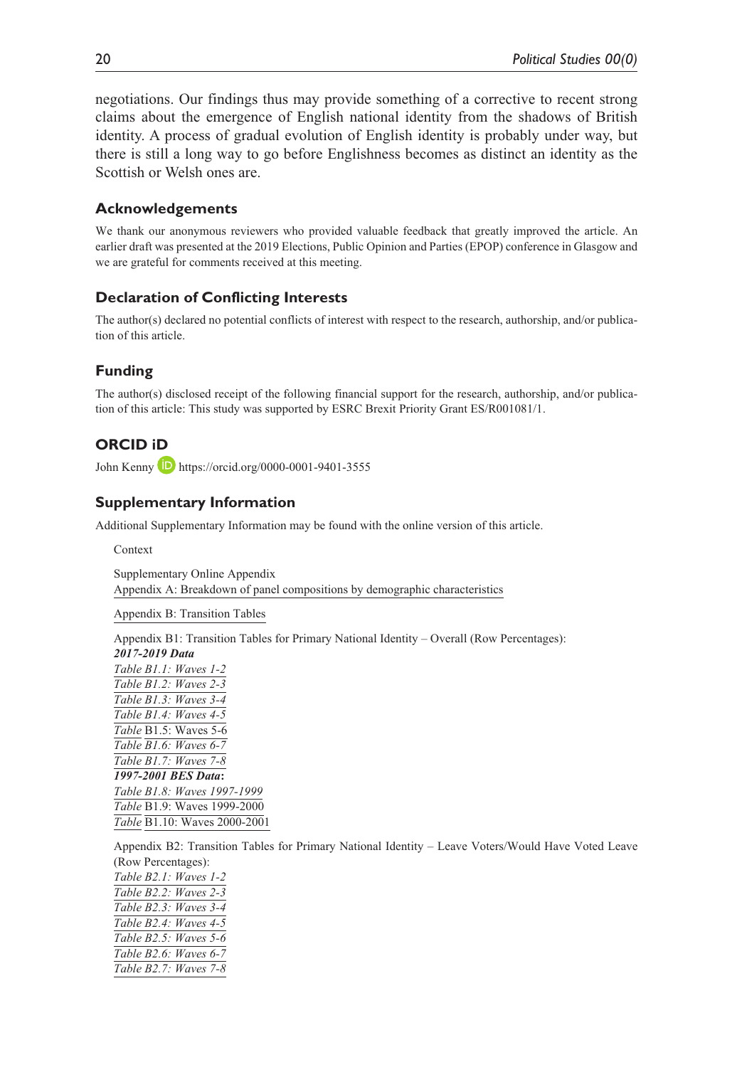negotiations. Our findings thus may provide something of a corrective to recent strong claims about the emergence of English national identity from the shadows of British identity. A process of gradual evolution of English identity is probably under way, but there is still a long way to go before Englishness becomes as distinct an identity as the Scottish or Welsh ones are.

## Acknowledgements

We thank our anonymous reviewers who provided valuable feedback that greatly improved the article. An earlier draft was presented at the 2019 Elections, Public Opinion and Parties (EPOP) conference in Glasgow and we are grateful for comments received at this meeting.

## Declaration of Conflicting Interests

The author(s) declared no potential conflicts of interest with respect to the research, authorship, and/or publication of this article.

## Funding

The author(s) disclosed receipt of the following financial support for the research, authorship, and/or publication of this article: This study was supported by ESRC Brexit Priority Grant ES/R001081/1.

## ORCID iD

John Kenny https://orcid.org/0000-0001-9401-3555

## Supplementary Information

Additional Supplementary Information may be found with the online version of this article.

Context

Supplementary Online Appendix
Appendix A: Breakdown of panel compositions by demographic characteristics

Appendix B: Transition Tables

Appendix B1: Transition Tables for Primary National Identity – Overall (Row Percentages):
***2017-2019 Data***
*Table B1.1: Waves 1-2*
*Table B1.2: Waves 2-3*
*Table B1.3: Waves 3-4*
*Table B1.4: Waves 4-5*
*Table* B1.5: Waves 5-6
*Table B1.6: Waves 6-7*
*Table B1.7: Waves 7-8*
***1997-2001 BES Data*:**
*Table B1.8: Waves 1997-1999*
*Table* B1.9: Waves 1999-2000
*Table* B1.10: Waves 2000-2001

Appendix B2: Transition Tables for Primary National Identity – Leave Voters/Would Have Voted Leave (Row Percentages):
*Table B2.1: Waves 1-2*
*Table B2.2: Waves 2-3*
*Table B2.3: Waves 3-4*
*Table B2.4: Waves 4-5*
*Table B2.5: Waves 5-6*
*Table B2.6: Waves 6-7*
*Table B2.7: Waves 7-8*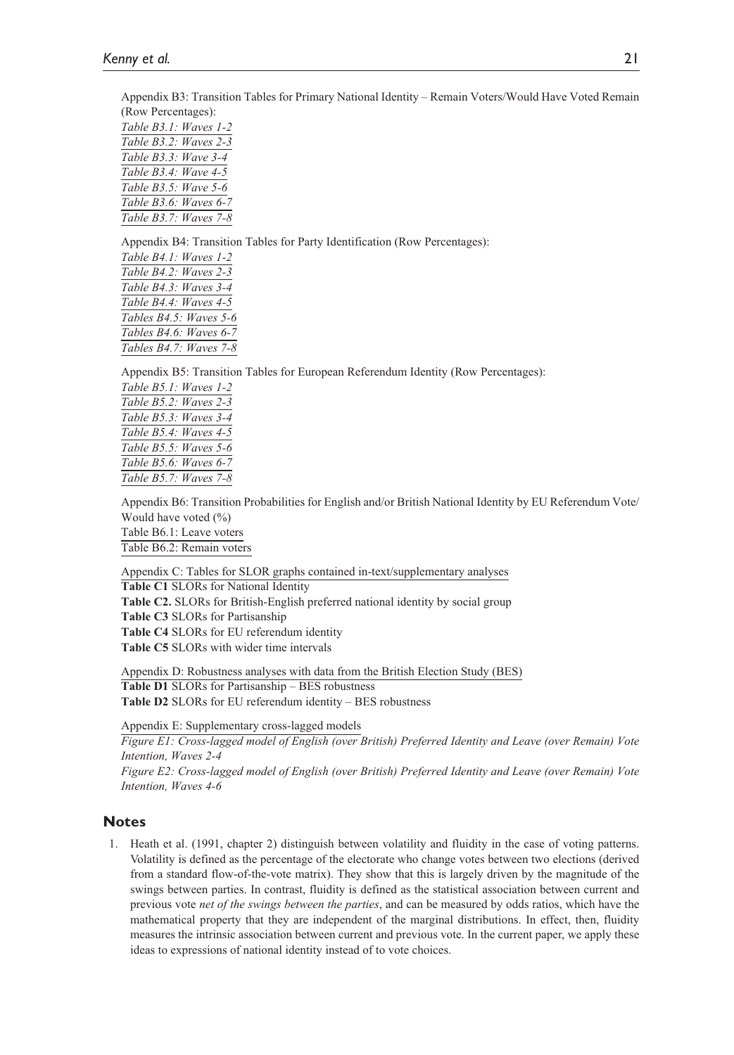Appendix B3: Transition Tables for Primary National Identity – Remain Voters/Would Have Voted Remain (Row Percentages):

*Table B3.1: Waves 1-2*
*Table B3.2: Waves 2-3*
*Table B3.3: Wave 3-4*
*Table B3.4: Wave 4-5*
*Table B3.5: Wave 5-6*
*Table B3.6: Waves 6-7*
*Table B3.7: Waves 7-8*

Appendix B4: Transition Tables for Party Identification (Row Percentages):

*Table B4.1: Waves 1-2*
*Table B4.2: Waves 2-3*
*Table B4.3: Waves 3-4*
*Table B4.4: Waves 4-5*
*Tables B4.5: Waves 5-6*
*Tables B4.6: Waves 6-7*
*Tables B4.7: Waves 7-8*

Appendix B5: Transition Tables for European Referendum Identity (Row Percentages):

*Table B5.1: Waves 1-2*
*Table B5.2: Waves 2-3*
*Table B5.3: Waves 3-4*
*Table B5.4: Waves 4-5*
*Table B5.5: Waves 5-6*
*Table B5.6: Waves 6-7*
*Table B5.7: Waves 7-8*

Appendix B6: Transition Probabilities for English and/or British National Identity by EU Referendum Vote/ Would have voted (%)

Table B6.1: Leave voters
Table B6.2: Remain voters

Appendix C: Tables for SLOR graphs contained in-text/supplementary analyses

**Table C1** SLORs for National Identity
**Table C2.** SLORs for British-English preferred national identity by social group
**Table C3** SLORs for Partisanship
**Table C4** SLORs for EU referendum identity
**Table C5** SLORs with wider time intervals

Appendix D: Robustness analyses with data from the British Election Study (BES)

**Table D1** SLORs for Partisanship – BES robustness
**Table D2** SLORs for EU referendum identity – BES robustness

Appendix E: Supplementary cross-lagged models

*Figure E1: Cross-lagged model of English (over British) Preferred Identity and Leave (over Remain) Vote Intention, Waves 2-4*
*Figure E2: Cross-lagged model of English (over British) Preferred Identity and Leave (over Remain) Vote Intention, Waves 4-6*

## Notes

1. Heath et al. (1991, chapter 2) distinguish between volatility and fluidity in the case of voting patterns. Volatility is defined as the percentage of the electorate who change votes between two elections (derived from a standard flow-of-the-vote matrix). They show that this is largely driven by the magnitude of the swings between parties. In contrast, fluidity is defined as the statistical association between current and previous vote *net of the swings between the parties*, and can be measured by odds ratios, which have the mathematical property that they are independent of the marginal distributions. In effect, then, fluidity measures the intrinsic association between current and previous vote. In the current paper, we apply these ideas to expressions of national identity instead of to vote choices.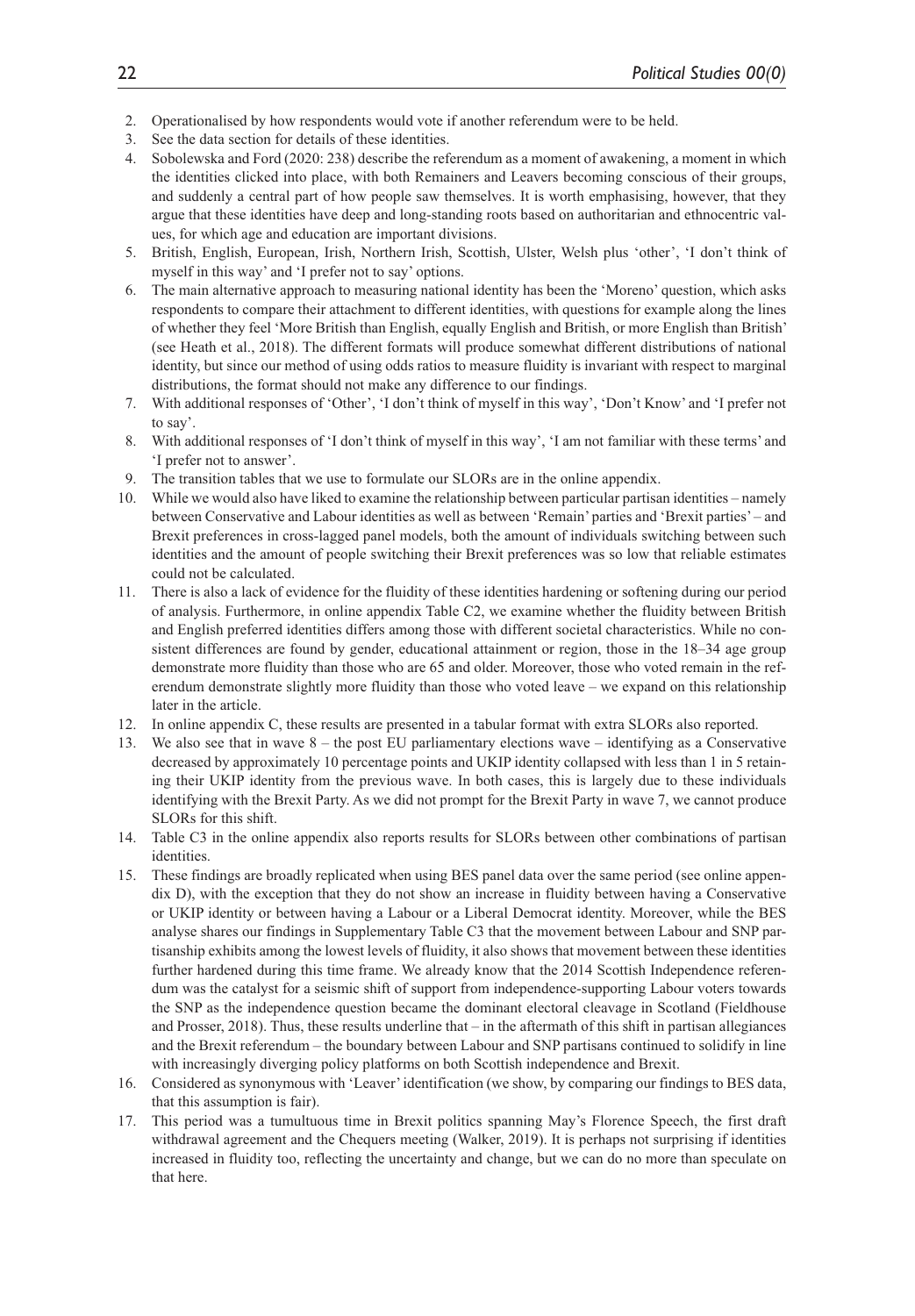2. Operationalised by how respondents would vote if another referendum were to be held.
3. See the data section for details of these identities.
4. Sobolewska and Ford (2020: 238) describe the referendum as a moment of awakening, a moment in which the identities clicked into place, with both Remainers and Leavers becoming conscious of their groups, and suddenly a central part of how people saw themselves. It is worth emphasising, however, that they argue that these identities have deep and long-standing roots based on authoritarian and ethnocentric values, for which age and education are important divisions.
5. British, English, European, Irish, Northern Irish, Scottish, Ulster, Welsh plus 'other', 'I don't think of myself in this way' and 'I prefer not to say' options.
6. The main alternative approach to measuring national identity has been the 'Moreno' question, which asks respondents to compare their attachment to different identities, with questions for example along the lines of whether they feel 'More British than English, equally English and British, or more English than British' (see Heath et al., 2018). The different formats will produce somewhat different distributions of national identity, but since our method of using odds ratios to measure fluidity is invariant with respect to marginal distributions, the format should not make any difference to our findings.
7. With additional responses of 'Other', 'I don't think of myself in this way', 'Don't Know' and 'I prefer not to say'.
8. With additional responses of 'I don't think of myself in this way', 'I am not familiar with these terms' and 'I prefer not to answer'.
9. The transition tables that we use to formulate our SLORs are in the online appendix.
10. While we would also have liked to examine the relationship between particular partisan identities – namely between Conservative and Labour identities as well as between 'Remain' parties and 'Brexit parties' – and Brexit preferences in cross-lagged panel models, both the amount of individuals switching between such identities and the amount of people switching their Brexit preferences was so low that reliable estimates could not be calculated.
11. There is also a lack of evidence for the fluidity of these identities hardening or softening during our period of analysis. Furthermore, in online appendix Table C2, we examine whether the fluidity between British and English preferred identities differs among those with different societal characteristics. While no consistent differences are found by gender, educational attainment or region, those in the 18–34 age group demonstrate more fluidity than those who are 65 and older. Moreover, those who voted remain in the referendum demonstrate slightly more fluidity than those who voted leave – we expand on this relationship later in the article.
12. In online appendix C, these results are presented in a tabular format with extra SLORs also reported.
13. We also see that in wave 8 – the post EU parliamentary elections wave – identifying as a Conservative decreased by approximately 10 percentage points and UKIP identity collapsed with less than 1 in 5 retaining their UKIP identity from the previous wave. In both cases, this is largely due to these individuals identifying with the Brexit Party. As we did not prompt for the Brexit Party in wave 7, we cannot produce SLORs for this shift.
14. Table C3 in the online appendix also reports results for SLORs between other combinations of partisan identities.
15. These findings are broadly replicated when using BES panel data over the same period (see online appendix D), with the exception that they do not show an increase in fluidity between having a Conservative or UKIP identity or between having a Labour or a Liberal Democrat identity. Moreover, while the BES analyse shares our findings in Supplementary Table C3 that the movement between Labour and SNP partisanship exhibits among the lowest levels of fluidity, it also shows that movement between these identities further hardened during this time frame. We already know that the 2014 Scottish Independence referendum was the catalyst for a seismic shift of support from independence-supporting Labour voters towards the SNP as the independence question became the dominant electoral cleavage in Scotland (Fieldhouse and Prosser, 2018). Thus, these results underline that – in the aftermath of this shift in partisan allegiances and the Brexit referendum – the boundary between Labour and SNP partisans continued to solidify in line with increasingly diverging policy platforms on both Scottish independence and Brexit.
16. Considered as synonymous with 'Leaver' identification (we show, by comparing our findings to BES data, that this assumption is fair).
17. This period was a tumultuous time in Brexit politics spanning May's Florence Speech, the first draft withdrawal agreement and the Chequers meeting (Walker, 2019). It is perhaps not surprising if identities increased in fluidity too, reflecting the uncertainty and change, but we can do no more than speculate on that here.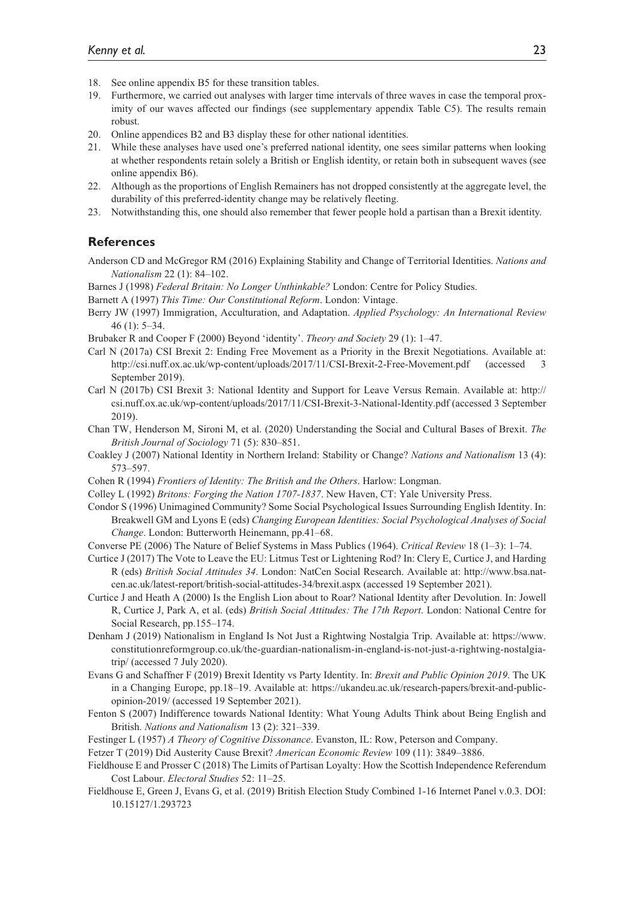18. See online appendix B5 for these transition tables.
19. Furthermore, we carried out analyses with larger time intervals of three waves in case the temporal proximity of our waves affected our findings (see supplementary appendix Table C5). The results remain robust.
20. Online appendices B2 and B3 display these for other national identities.
21. While these analyses have used one's preferred national identity, one sees similar patterns when looking at whether respondents retain solely a British or English identity, or retain both in subsequent waves (see online appendix B6).
22. Although as the proportions of English Remainers has not dropped consistently at the aggregate level, the durability of this preferred-identity change may be relatively fleeting.
23. Notwithstanding this, one should also remember that fewer people hold a partisan than a Brexit identity.

## References

Anderson CD and McGregor RM (2016) Explaining Stability and Change of Territorial Identities. *Nations and Nationalism* 22 (1): 84–102.

Barnes J (1998) *Federal Britain: No Longer Unthinkable?* London: Centre for Policy Studies.

Barnett A (1997) *This Time: Our Constitutional Reform*. London: Vintage.

Berry JW (1997) Immigration, Acculturation, and Adaptation. *Applied Psychology: An International Review* 46 (1): 5–34.

Brubaker R and Cooper F (2000) Beyond 'identity'. *Theory and Society* 29 (1): 1–47.

Carl N (2017a) CSI Brexit 2: Ending Free Movement as a Priority in the Brexit Negotiations. Available at: http://csi.nuff.ox.ac.uk/wp-content/uploads/2017/11/CSI-Brexit-2-Free-Movement.pdf (accessed 3 September 2019).

Carl N (2017b) CSI Brexit 3: National Identity and Support for Leave Versus Remain. Available at: http://csi.nuff.ox.ac.uk/wp-content/uploads/2017/11/CSI-Brexit-3-National-Identity.pdf (accessed 3 September 2019).

Chan TW, Henderson M, Sironi M, et al. (2020) Understanding the Social and Cultural Bases of Brexit. *The British Journal of Sociology* 71 (5): 830–851.

Coakley J (2007) National Identity in Northern Ireland: Stability or Change? *Nations and Nationalism* 13 (4): 573–597.

Cohen R (1994) *Frontiers of Identity: The British and the Others*. Harlow: Longman.

Colley L (1992) *Britons: Forging the Nation 1707-1837*. New Haven, CT: Yale University Press.

Condor S (1996) Unimagined Community? Some Social Psychological Issues Surrounding English Identity. In: Breakwell GM and Lyons E (eds) *Changing European Identities: Social Psychological Analyses of Social Change*. London: Butterworth Heinemann, pp.41–68.

Converse PE (2006) The Nature of Belief Systems in Mass Publics (1964). *Critical Review* 18 (1–3): 1–74.

Curtice J (2017) The Vote to Leave the EU: Litmus Test or Lightening Rod? In: Clery E, Curtice J, and Harding R (eds) *British Social Attitudes 34*. London: NatCen Social Research. Available at: http://www.bsa.natcen.ac.uk/latest-report/british-social-attitudes-34/brexit.aspx (accessed 19 September 2021).

Curtice J and Heath A (2000) Is the English Lion about to Roar? National Identity after Devolution. In: Jowell R, Curtice J, Park A, et al. (eds) *British Social Attitudes: The 17th Report*. London: National Centre for Social Research, pp.155–174.

Denham J (2019) Nationalism in England Is Not Just a Rightwing Nostalgia Trip. Available at: https://www.constitutionreformgroup.co.uk/the-guardian-nationalism-in-england-is-not-just-a-rightwing-nostalgia-trip/ (accessed 7 July 2020).

Evans G and Schaffner F (2019) Brexit Identity vs Party Identity. In: *Brexit and Public Opinion 2019*. The UK in a Changing Europe, pp.18–19. Available at: https://ukandeu.ac.uk/research-papers/brexit-and-public-opinion-2019/ (accessed 19 September 2021).

Fenton S (2007) Indifference towards National Identity: What Young Adults Think about Being English and British. *Nations and Nationalism* 13 (2): 321–339.

Festinger L (1957) *A Theory of Cognitive Dissonance*. Evanston, IL: Row, Peterson and Company.

Fetzer T (2019) Did Austerity Cause Brexit? *American Economic Review* 109 (11): 3849–3886.

Fieldhouse E and Prosser C (2018) The Limits of Partisan Loyalty: How the Scottish Independence Referendum Cost Labour. *Electoral Studies* 52: 11–25.

Fieldhouse E, Green J, Evans G, et al. (2019) British Election Study Combined 1-16 Internet Panel v.0.3. DOI: 10.15127/1.293723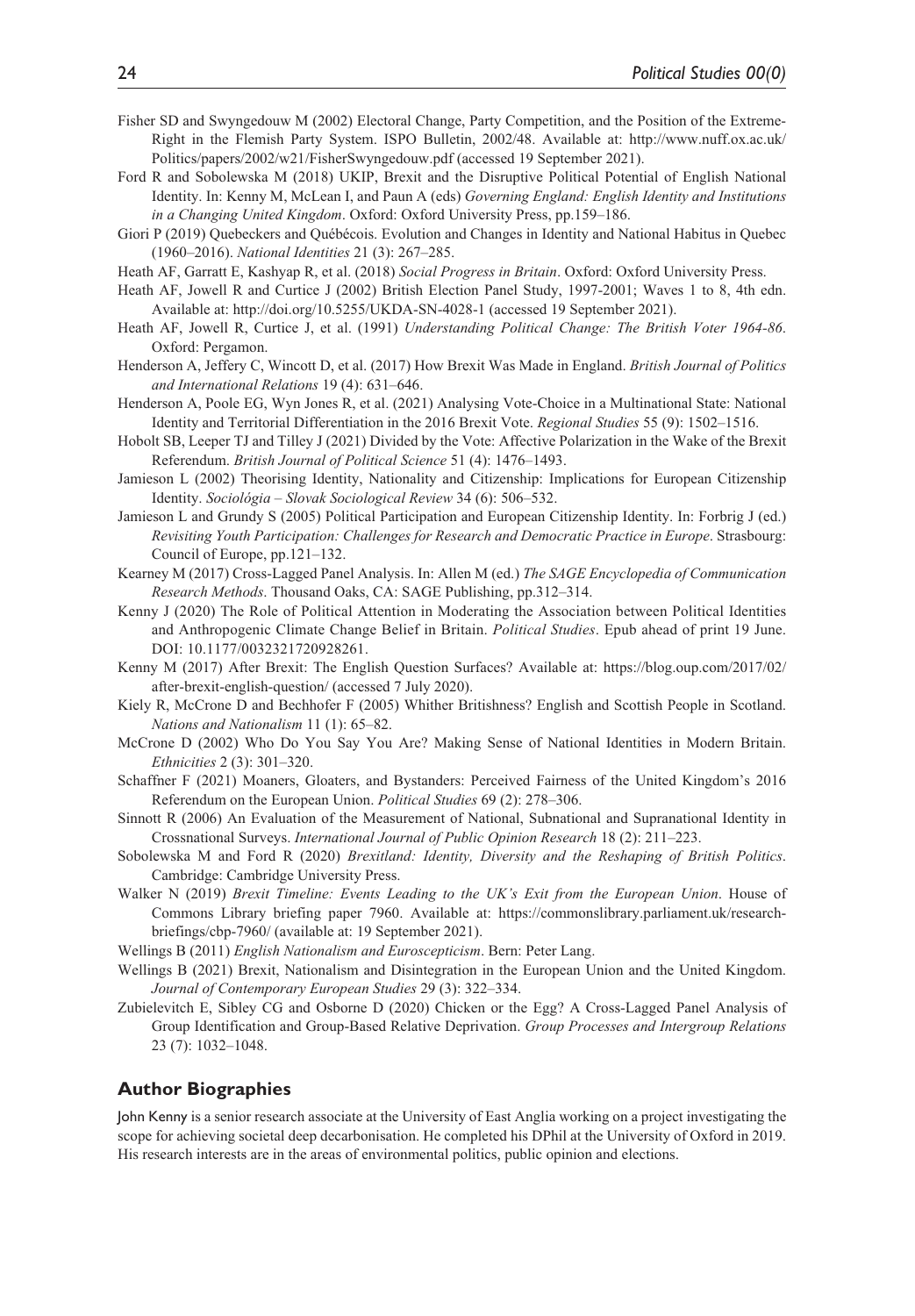Fisher SD and Swyngedouw M (2002) Electoral Change, Party Competition, and the Position of the Extreme-Right in the Flemish Party System. ISPO Bulletin, 2002/48. Available at: http://www.nuff.ox.ac.uk/Politics/papers/2002/w21/FisherSwyngedouw.pdf (accessed 19 September 2021).

Ford R and Sobolewska M (2018) UKIP, Brexit and the Disruptive Political Potential of English National Identity. In: Kenny M, McLean I, and Paun A (eds) *Governing England: English Identity and Institutions in a Changing United Kingdom*. Oxford: Oxford University Press, pp.159–186.

Giori P (2019) Quebeckers and Québécois. Evolution and Changes in Identity and National Habitus in Quebec (1960–2016). *National Identities* 21 (3): 267–285.

Heath AF, Garratt E, Kashyap R, et al. (2018) *Social Progress in Britain*. Oxford: Oxford University Press.

Heath AF, Jowell R and Curtice J (2002) British Election Panel Study, 1997-2001; Waves 1 to 8, 4th edn. Available at: http://doi.org/10.5255/UKDA-SN-4028-1 (accessed 19 September 2021).

Heath AF, Jowell R, Curtice J, et al. (1991) *Understanding Political Change: The British Voter 1964-86*. Oxford: Pergamon.

Henderson A, Jeffery C, Wincott D, et al. (2017) How Brexit Was Made in England. *British Journal of Politics and International Relations* 19 (4): 631–646.

Henderson A, Poole EG, Wyn Jones R, et al. (2021) Analysing Vote-Choice in a Multinational State: National Identity and Territorial Differentiation in the 2016 Brexit Vote. *Regional Studies* 55 (9): 1502–1516.

Hobolt SB, Leeper TJ and Tilley J (2021) Divided by the Vote: Affective Polarization in the Wake of the Brexit Referendum. *British Journal of Political Science* 51 (4): 1476–1493.

Jamieson L (2002) Theorising Identity, Nationality and Citizenship: Implications for European Citizenship Identity. *Sociológia – Slovak Sociological Review* 34 (6): 506–532.

Jamieson L and Grundy S (2005) Political Participation and European Citizenship Identity. In: Forbrig J (ed.) *Revisiting Youth Participation: Challenges for Research and Democratic Practice in Europe*. Strasbourg: Council of Europe, pp.121–132.

Kearney M (2017) Cross-Lagged Panel Analysis. In: Allen M (ed.) *The SAGE Encyclopedia of Communication Research Methods*. Thousand Oaks, CA: SAGE Publishing, pp.312–314.

Kenny J (2020) The Role of Political Attention in Moderating the Association between Political Identities and Anthropogenic Climate Change Belief in Britain. *Political Studies*. Epub ahead of print 19 June. DOI: 10.1177/0032321720928261.

Kenny M (2017) After Brexit: The English Question Surfaces? Available at: https://blog.oup.com/2017/02/after-brexit-english-question/ (accessed 7 July 2020).

Kiely R, McCrone D and Bechhofer F (2005) Whither Britishness? English and Scottish People in Scotland. *Nations and Nationalism* 11 (1): 65–82.

McCrone D (2002) Who Do You Say You Are? Making Sense of National Identities in Modern Britain. *Ethnicities* 2 (3): 301–320.

Schaffner F (2021) Moaners, Gloaters, and Bystanders: Perceived Fairness of the United Kingdom's 2016 Referendum on the European Union. *Political Studies* 69 (2): 278–306.

Sinnott R (2006) An Evaluation of the Measurement of National, Subnational and Supranational Identity in Crossnational Surveys. *International Journal of Public Opinion Research* 18 (2): 211–223.

Sobolewska M and Ford R (2020) *Brexitland: Identity, Diversity and the Reshaping of British Politics*. Cambridge: Cambridge University Press.

Walker N (2019) *Brexit Timeline: Events Leading to the UK's Exit from the European Union*. House of Commons Library briefing paper 7960. Available at: https://commonslibrary.parliament.uk/research-briefings/cbp-7960/ (available at: 19 September 2021).

Wellings B (2011) *English Nationalism and Euroscepticism*. Bern: Peter Lang.

Wellings B (2021) Brexit, Nationalism and Disintegration in the European Union and the United Kingdom. *Journal of Contemporary European Studies* 29 (3): 322–334.

Zubielevitch E, Sibley CG and Osborne D (2020) Chicken or the Egg? A Cross-Lagged Panel Analysis of Group Identification and Group-Based Relative Deprivation. *Group Processes and Intergroup Relations* 23 (7): 1032–1048.

## Author Biographies

John Kenny is a senior research associate at the University of East Anglia working on a project investigating the scope for achieving societal deep decarbonisation. He completed his DPhil at the University of Oxford in 2019. His research interests are in the areas of environmental politics, public opinion and elections.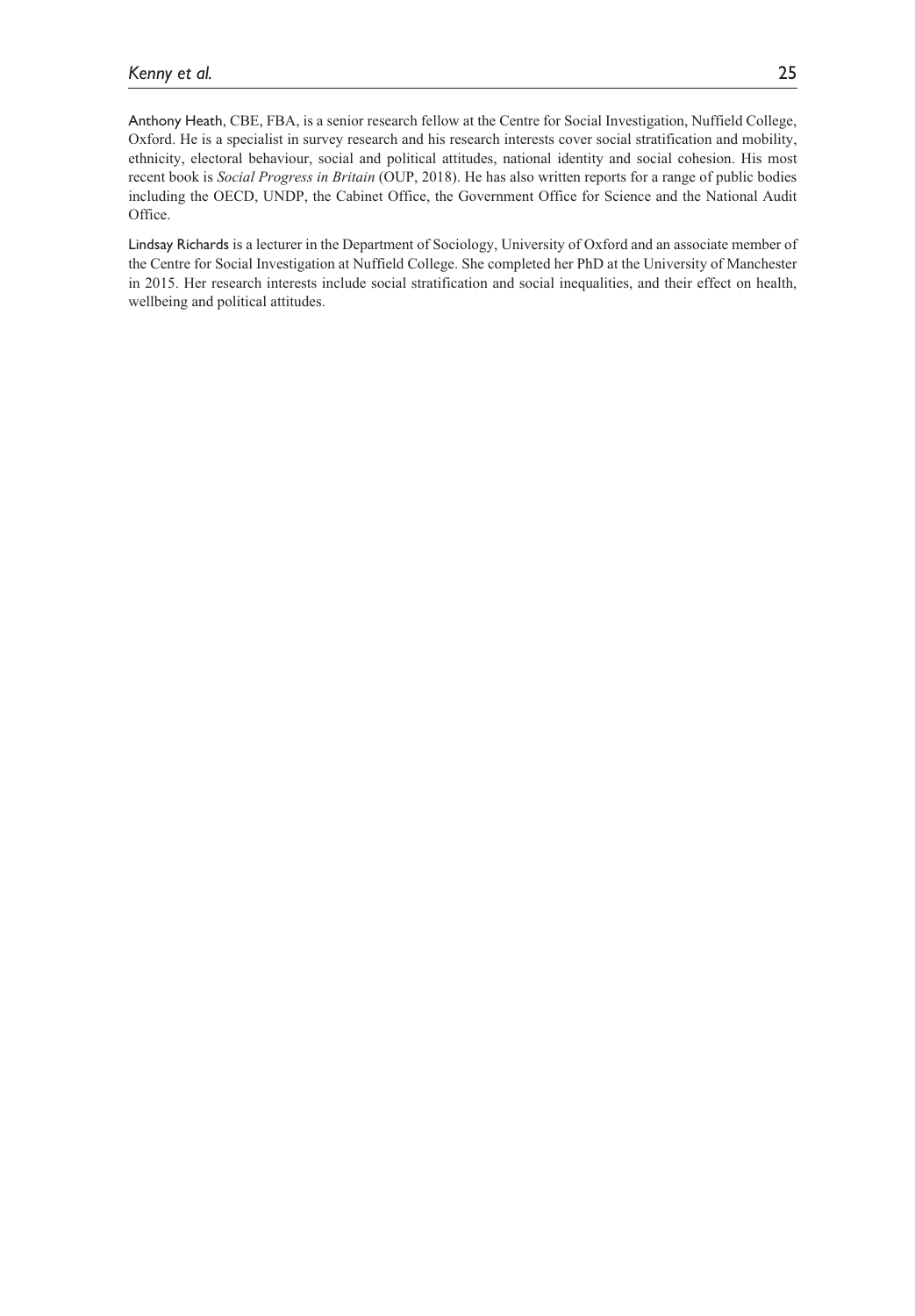Anthony Heath, CBE, FBA, is a senior research fellow at the Centre for Social Investigation, Nuffield College, Oxford. He is a specialist in survey research and his research interests cover social stratification and mobility, ethnicity, electoral behaviour, social and political attitudes, national identity and social cohesion. His most recent book is *Social Progress in Britain* (OUP, 2018). He has also written reports for a range of public bodies including the OECD, UNDP, the Cabinet Office, the Government Office for Science and the National Audit Office.

Lindsay Richards is a lecturer in the Department of Sociology, University of Oxford and an associate member of the Centre for Social Investigation at Nuffield College. She completed her PhD at the University of Manchester in 2015. Her research interests include social stratification and social inequalities, and their effect on health, wellbeing and political attitudes.